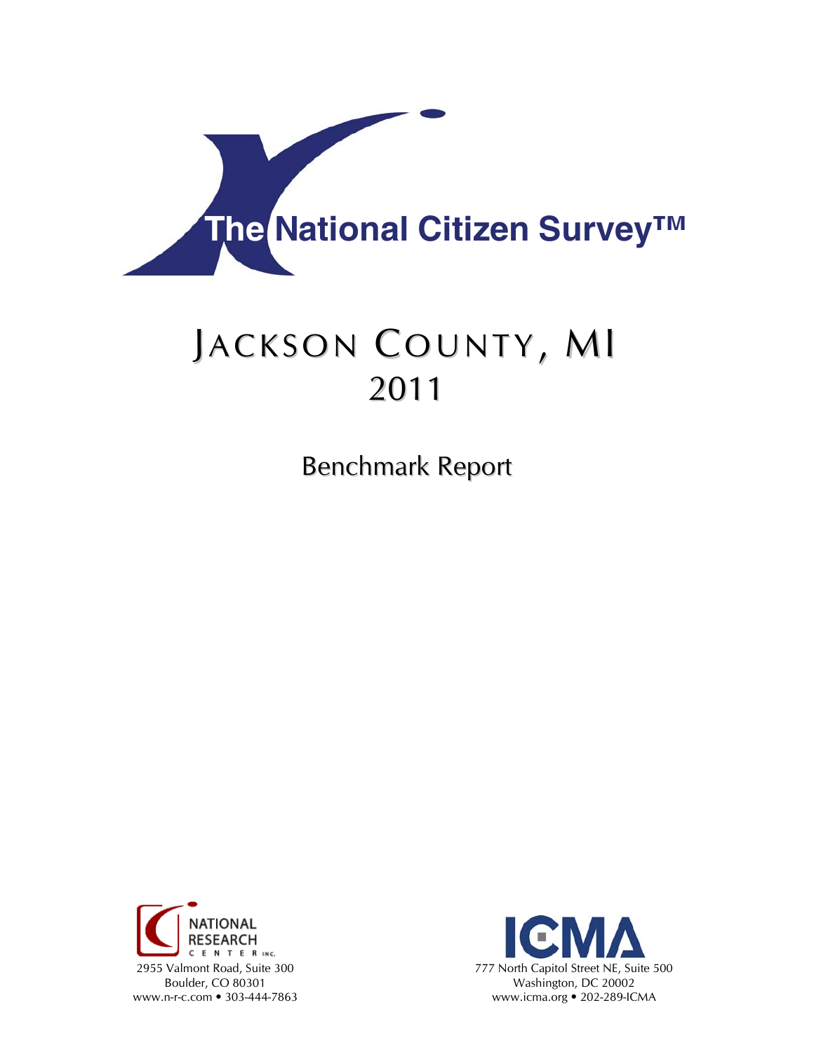# The National Citizen Survey™

# Jackson County, MI
## 2011

## Benchmark Report

NATIONAL RESEARCH CENTER INC.
2955 Valmont Road, Suite 300
Boulder, CO 80301
www.n-r-c.com • 303-444-7863

ICMA
777 North Capitol Street NE, Suite 500
Washington, DC 20002
www.icma.org • 202-289-ICMA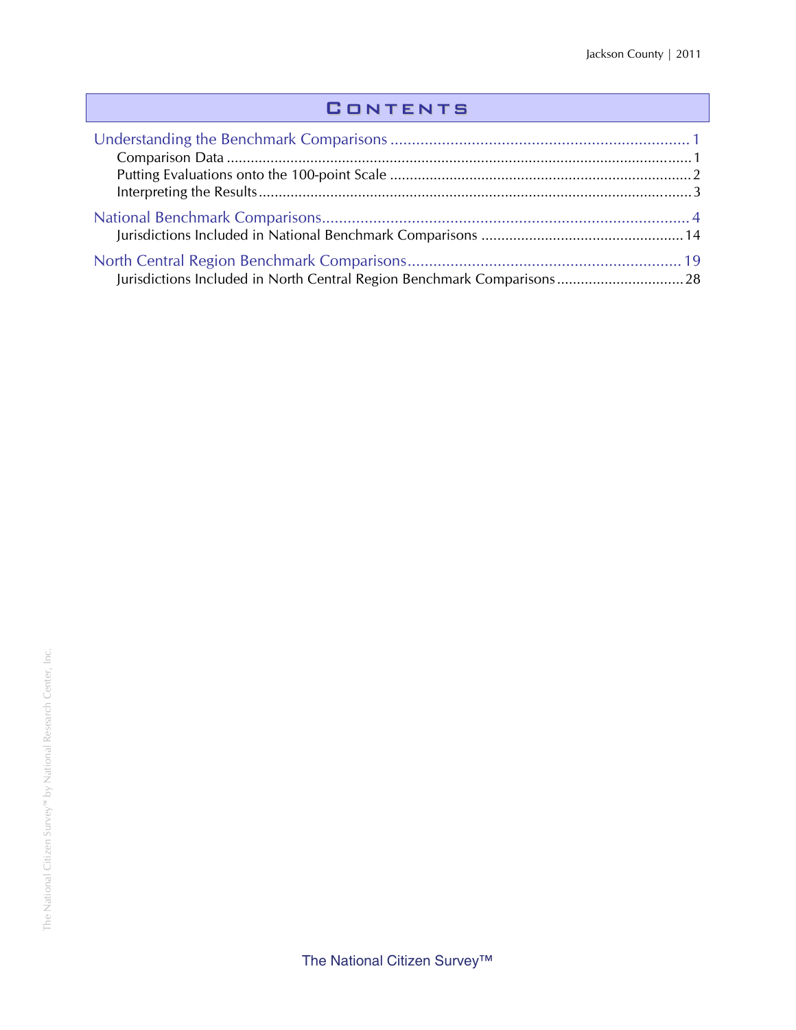# Contents

Understanding the Benchmark Comparisons ..................................................................... 1
- Comparison Data .................................................................................................................. 1
- Putting Evaluations onto the 100-point Scale ............................................................................ 2
- Interpreting the Results ........................................................................................................ 3

National Benchmark Comparisons.................................................................................... 4
- Jurisdictions Included in National Benchmark Comparisons .................................................. 14

North Central Region Benchmark Comparisons ............................................................... 19
- Jurisdictions Included in North Central Region Benchmark Comparisons ................................ 28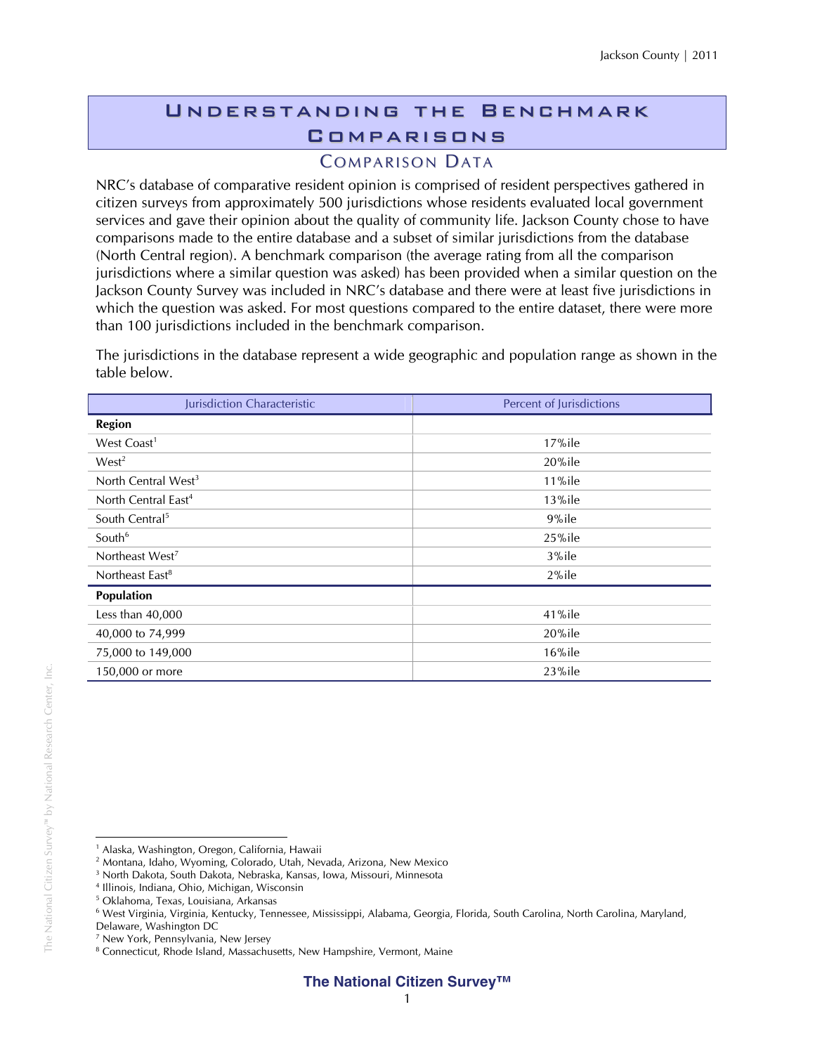# Understanding the Benchmark Comparisons

## Comparison Data

NRC's database of comparative resident opinion is comprised of resident perspectives gathered in citizen surveys from approximately 500 jurisdictions whose residents evaluated local government services and gave their opinion about the quality of community life. Jackson County chose to have comparisons made to the entire database and a subset of similar jurisdictions from the database (North Central region). A benchmark comparison (the average rating from all the comparison jurisdictions where a similar question was asked) has been provided when a similar question on the Jackson County Survey was included in NRC's database and there were at least five jurisdictions in which the question was asked. For most questions compared to the entire dataset, there were more than 100 jurisdictions included in the benchmark comparison.

The jurisdictions in the database represent a wide geographic and population range as shown in the table below.

| Jurisdiction Characteristic | Percent of Jurisdictions |
|---|---|
| **Region** | |
| West Coast[1] | 17%ile |
| West[2] | 20%ile |
| North Central West[3] | 11%ile |
| North Central East[4] | 13%ile |
| South Central[5] | 9%ile |
| South[6] | 25%ile |
| Northeast West[7] | 3%ile |
| Northeast East[8] | 2%ile |
| **Population** | |
| Less than 40,000 | 41%ile |
| 40,000 to 74,999 | 20%ile |
| 75,000 to 149,000 | 16%ile |
| 150,000 or more | 23%ile |

[1] Alaska, Washington, Oregon, California, Hawaii
[2] Montana, Idaho, Wyoming, Colorado, Utah, Nevada, Arizona, New Mexico
[3] North Dakota, South Dakota, Nebraska, Kansas, Iowa, Missouri, Minnesota
[4] Illinois, Indiana, Ohio, Michigan, Wisconsin
[5] Oklahoma, Texas, Louisiana, Arkansas
[6] West Virginia, Virginia, Kentucky, Tennessee, Mississippi, Alabama, Georgia, Florida, South Carolina, North Carolina, Maryland, Delaware, Washington DC
[7] New York, Pennsylvania, New Jersey
[8] Connecticut, Rhode Island, Massachusetts, New Hampshire, Vermont, Maine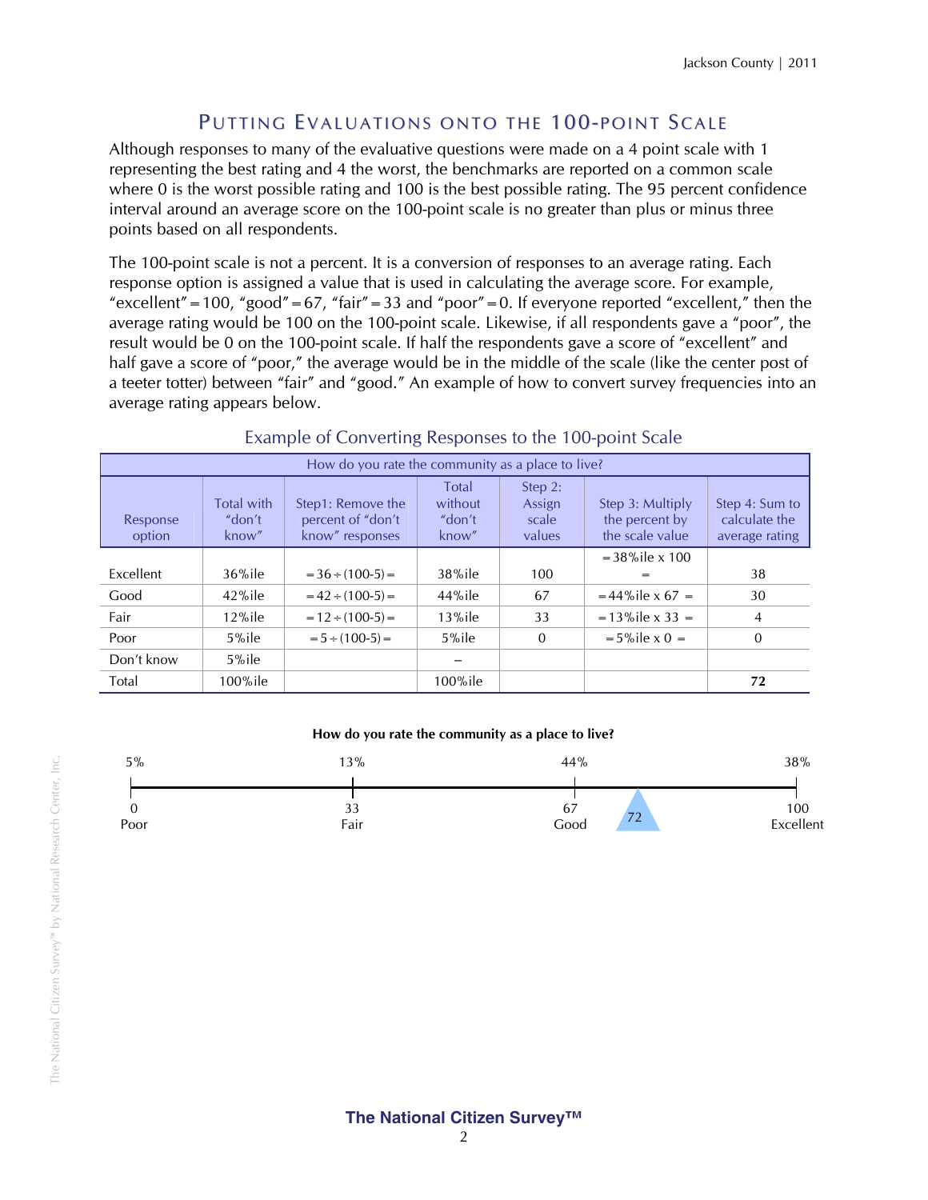## Putting Evaluations onto the 100-point Scale

Although responses to many of the evaluative questions were made on a 4 point scale with 1 representing the best rating and 4 the worst, the benchmarks are reported on a common scale where 0 is the worst possible rating and 100 is the best possible rating. The 95 percent confidence interval around an average score on the 100-point scale is no greater than plus or minus three points based on all respondents.

The 100-point scale is not a percent. It is a conversion of responses to an average rating. Each response option is assigned a value that is used in calculating the average score. For example, "excellent" = 100, "good" = 67, "fair" = 33 and "poor" = 0. If everyone reported "excellent," then the average rating would be 100 on the 100-point scale. Likewise, if all respondents gave a "poor", the result would be 0 on the 100-point scale. If half the respondents gave a score of "excellent" and half gave a score of "poor," the average would be in the middle of the scale (like the center post of a teeter totter) between "fair" and "good." An example of how to convert survey frequencies into an average rating appears below.

### Example of Converting Responses to the 100-point Scale

| How do you rate the community as a place to live? | | | | | | |
|---|---|---|---|---|---|---|
| Response option | Total with "don't know" | Step1: Remove the percent of "don't know" responses | Total without "don't know" | Step 2: Assign scale values | Step 3: Multiply the percent by the scale value | Step 4: Sum to calculate the average rating |
| Excellent | 36%ile | = 36 ÷ (100-5) = | 38%ile | 100 | = 38%ile x 100 = | 38 |
| Good | 42%ile | = 42 ÷ (100-5) = | 44%ile | 67 | = 44%ile x 67 = | 30 |
| Fair | 12%ile | = 12 ÷ (100-5) = | 13%ile | 33 | = 13%ile x 33 = | 4 |
| Poor | 5%ile | = 5 ÷ (100-5) = | 5%ile | 0 | = 5%ile x 0 = | 0 |
| Don't know | 5%ile | | – | | | |
| Total | 100%ile | | 100%ile | | | **72** |

**How do you rate the community as a place to live?**

| 5% | 13% | 44% | 38% |
|---|---|---|---|
| 0 Poor | 33 Fair | 67 Good | 100 Excellent |

Average rating: 72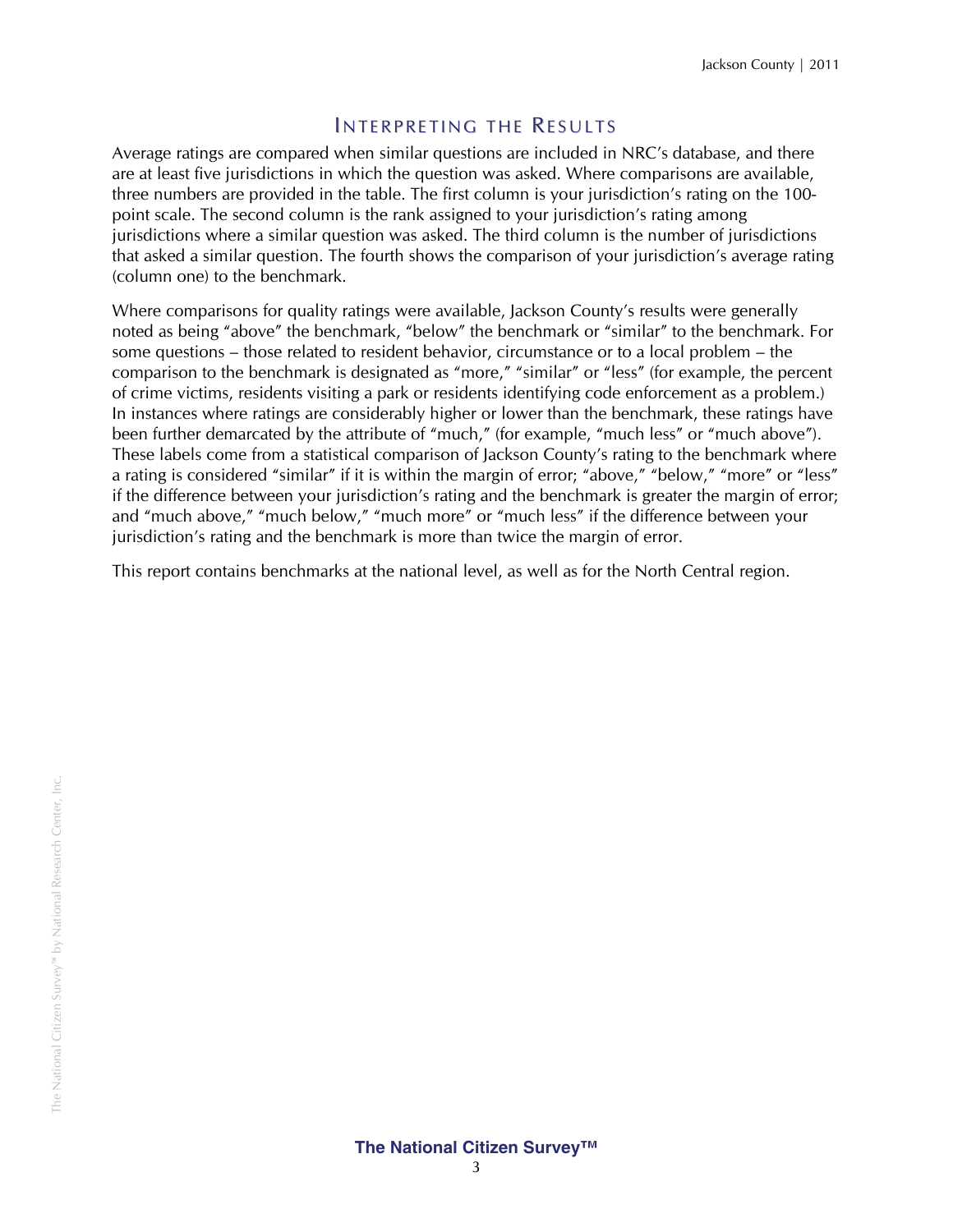## Interpreting the Results

Average ratings are compared when similar questions are included in NRC's database, and there are at least five jurisdictions in which the question was asked. Where comparisons are available, three numbers are provided in the table. The first column is your jurisdiction's rating on the 100-point scale. The second column is the rank assigned to your jurisdiction's rating among jurisdictions where a similar question was asked. The third column is the number of jurisdictions that asked a similar question. The fourth shows the comparison of your jurisdiction's average rating (column one) to the benchmark.

Where comparisons for quality ratings were available, Jackson County's results were generally noted as being "above" the benchmark, "below" the benchmark or "similar" to the benchmark. For some questions – those related to resident behavior, circumstance or to a local problem – the comparison to the benchmark is designated as "more," "similar" or "less" (for example, the percent of crime victims, residents visiting a park or residents identifying code enforcement as a problem.) In instances where ratings are considerably higher or lower than the benchmark, these ratings have been further demarcated by the attribute of "much," (for example, "much less" or "much above"). These labels come from a statistical comparison of Jackson County's rating to the benchmark where a rating is considered "similar" if it is within the margin of error; "above," "below," "more" or "less" if the difference between your jurisdiction's rating and the benchmark is greater the margin of error; and "much above," "much below," "much more" or "much less" if the difference between your jurisdiction's rating and the benchmark is more than twice the margin of error.

This report contains benchmarks at the national level, as well as for the North Central region.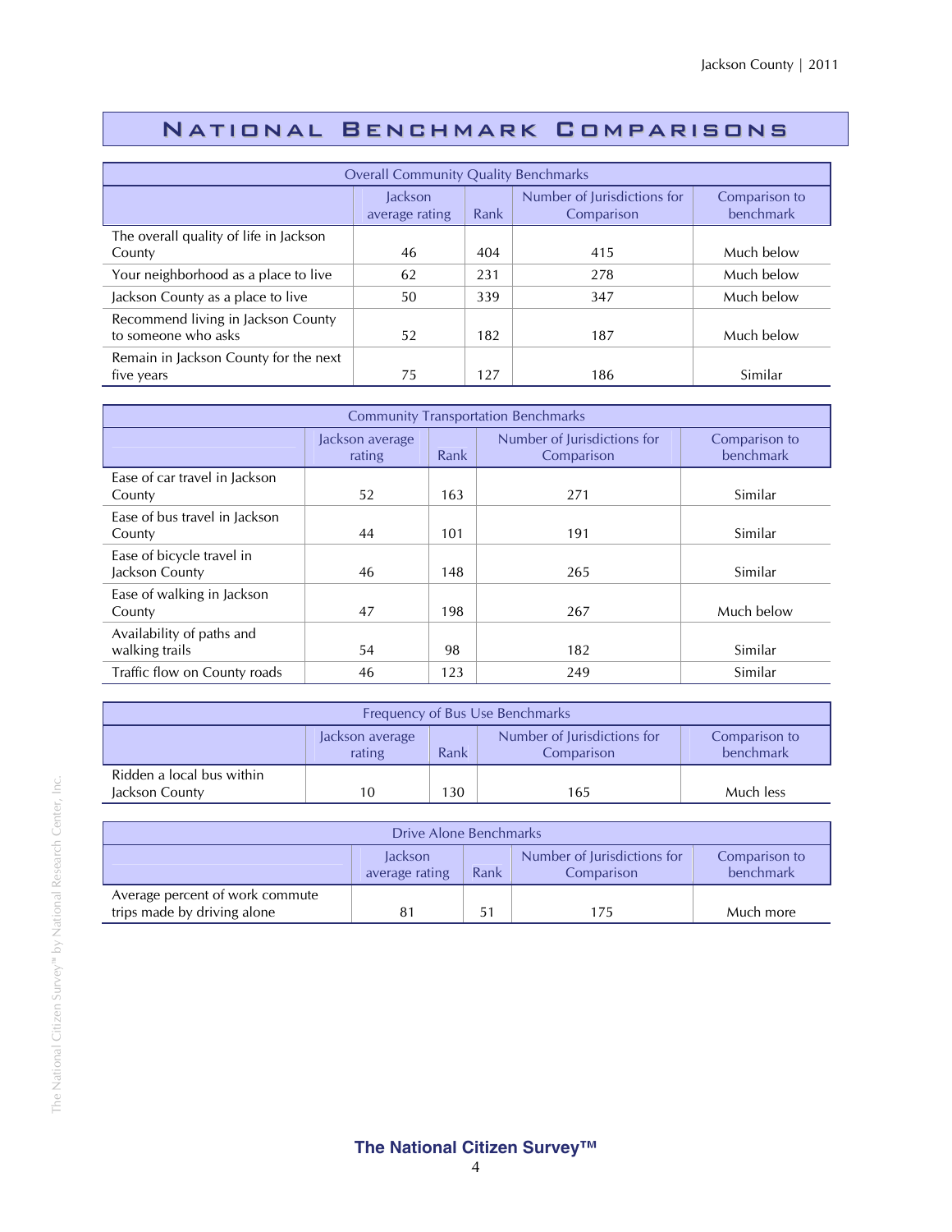# National Benchmark Comparisons

| Overall Community Quality Benchmarks | | | | |
|---|---|---|---|---|
| | Jackson average rating | Rank | Number of Jurisdictions for Comparison | Comparison to benchmark |
| The overall quality of life in Jackson County | 46 | 404 | 415 | Much below |
| Your neighborhood as a place to live | 62 | 231 | 278 | Much below |
| Jackson County as a place to live | 50 | 339 | 347 | Much below |
| Recommend living in Jackson County to someone who asks | 52 | 182 | 187 | Much below |
| Remain in Jackson County for the next five years | 75 | 127 | 186 | Similar |

| Community Transportation Benchmarks | | | | |
|---|---|---|---|---|
| | Jackson average rating | Rank | Number of Jurisdictions for Comparison | Comparison to benchmark |
| Ease of car travel in Jackson County | 52 | 163 | 271 | Similar |
| Ease of bus travel in Jackson County | 44 | 101 | 191 | Similar |
| Ease of bicycle travel in Jackson County | 46 | 148 | 265 | Similar |
| Ease of walking in Jackson County | 47 | 198 | 267 | Much below |
| Availability of paths and walking trails | 54 | 98 | 182 | Similar |
| Traffic flow on County roads | 46 | 123 | 249 | Similar |

| Frequency of Bus Use Benchmarks | | | | |
|---|---|---|---|---|
| | Jackson average rating | Rank | Number of Jurisdictions for Comparison | Comparison to benchmark |
| Ridden a local bus within Jackson County | 10 | 130 | 165 | Much less |

| Drive Alone Benchmarks | | | | |
|---|---|---|---|---|
| | Jackson average rating | Rank | Number of Jurisdictions for Comparison | Comparison to benchmark |
| Average percent of work commute trips made by driving alone | 81 | 51 | 175 | Much more |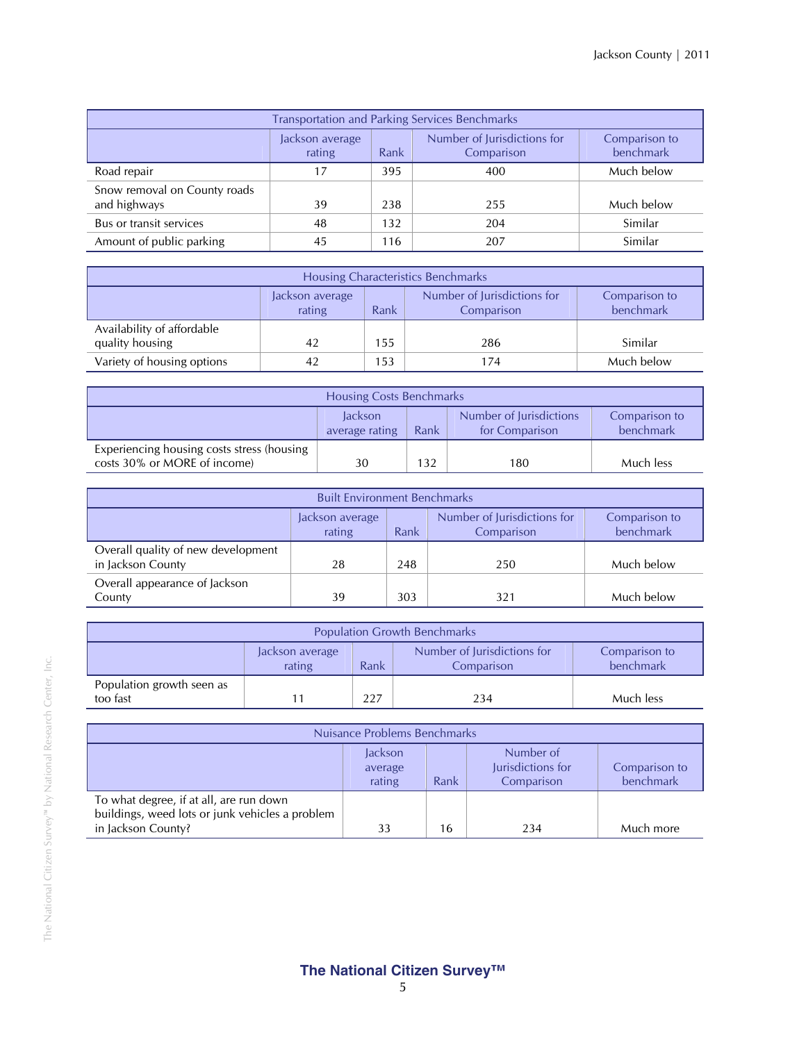| Transportation and Parking Services Benchmarks | | | | |
|---|---|---|---|---|
| | Jackson average rating | Rank | Number of Jurisdictions for Comparison | Comparison to benchmark |
| Road repair | 17 | 395 | 400 | Much below |
| Snow removal on County roads and highways | 39 | 238 | 255 | Much below |
| Bus or transit services | 48 | 132 | 204 | Similar |
| Amount of public parking | 45 | 116 | 207 | Similar |

| Housing Characteristics Benchmarks | | | | |
|---|---|---|---|---|
| | Jackson average rating | Rank | Number of Jurisdictions for Comparison | Comparison to benchmark |
| Availability of affordable quality housing | 42 | 155 | 286 | Similar |
| Variety of housing options | 42 | 153 | 174 | Much below |

| Housing Costs Benchmarks | | | | |
|---|---|---|---|---|
| | Jackson average rating | Rank | Number of Jurisdictions for Comparison | Comparison to benchmark |
| Experiencing housing costs stress (housing costs 30% or MORE of income) | 30 | 132 | 180 | Much less |

| Built Environment Benchmarks | | | | |
|---|---|---|---|---|
| | Jackson average rating | Rank | Number of Jurisdictions for Comparison | Comparison to benchmark |
| Overall quality of new development in Jackson County | 28 | 248 | 250 | Much below |
| Overall appearance of Jackson County | 39 | 303 | 321 | Much below |

| Population Growth Benchmarks | | | | |
|---|---|---|---|---|
| | Jackson average rating | Rank | Number of Jurisdictions for Comparison | Comparison to benchmark |
| Population growth seen as too fast | 11 | 227 | 234 | Much less |

| Nuisance Problems Benchmarks | | | | |
|---|---|---|---|---|
| | Jackson average rating | Rank | Number of Jurisdictions for Comparison | Comparison to benchmark |
| To what degree, if at all, are run down buildings, weed lots or junk vehicles a problem in Jackson County? | 33 | 16 | 234 | Much more |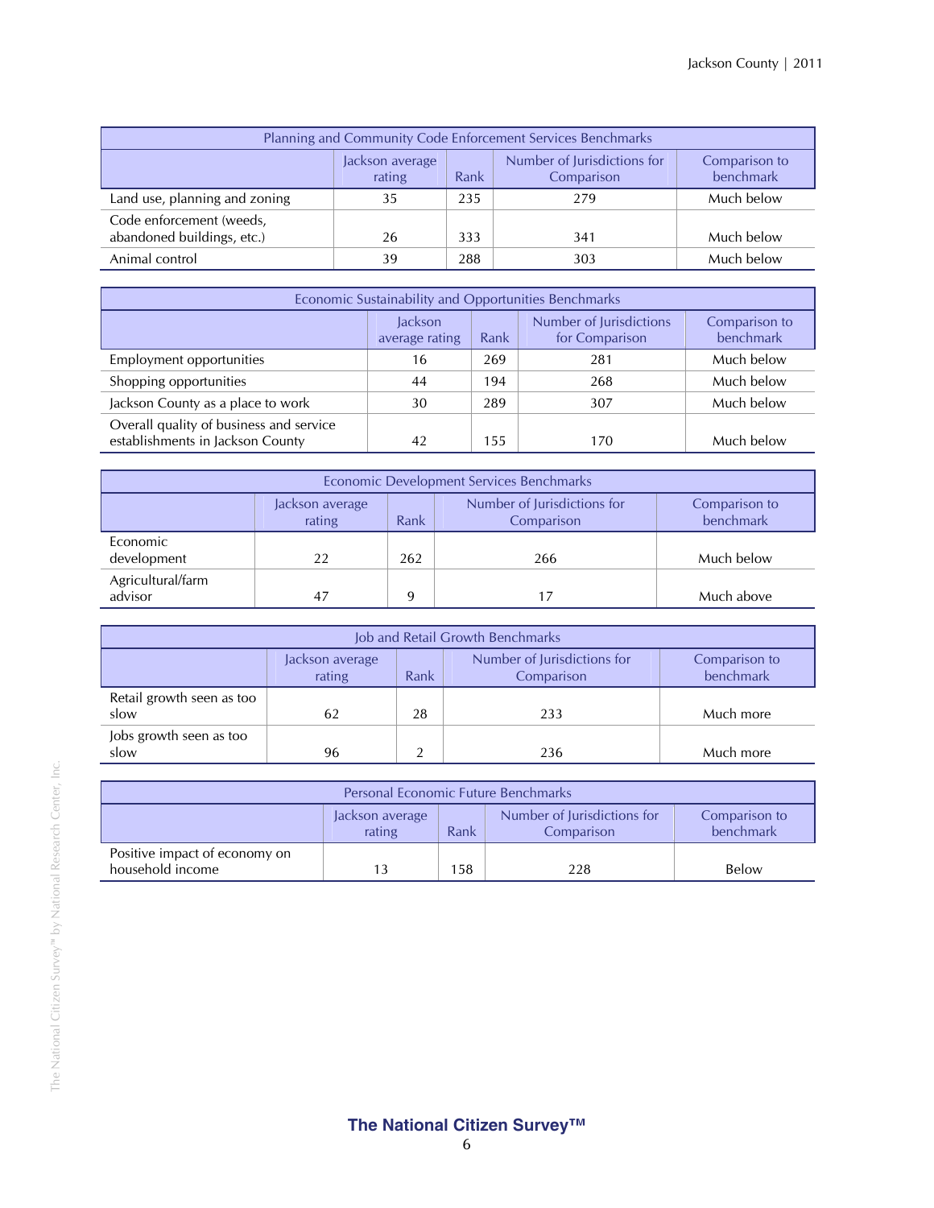| Planning and Community Code Enforcement Services Benchmarks | | | | |
|---|---|---|---|---|
| | Jackson average rating | Rank | Number of Jurisdictions for Comparison | Comparison to benchmark |
| Land use, planning and zoning | 35 | 235 | 279 | Much below |
| Code enforcement (weeds, abandoned buildings, etc.) | 26 | 333 | 341 | Much below |
| Animal control | 39 | 288 | 303 | Much below |

| Economic Sustainability and Opportunities Benchmarks | | | | |
|---|---|---|---|---|
| | Jackson average rating | Rank | Number of Jurisdictions for Comparison | Comparison to benchmark |
| Employment opportunities | 16 | 269 | 281 | Much below |
| Shopping opportunities | 44 | 194 | 268 | Much below |
| Jackson County as a place to work | 30 | 289 | 307 | Much below |
| Overall quality of business and service establishments in Jackson County | 42 | 155 | 170 | Much below |

| Economic Development Services Benchmarks | | | | |
|---|---|---|---|---|
| | Jackson average rating | Rank | Number of Jurisdictions for Comparison | Comparison to benchmark |
| Economic development | 22 | 262 | 266 | Much below |
| Agricultural/farm advisor | 47 | 9 | 17 | Much above |

| Job and Retail Growth Benchmarks | | | | |
|---|---|---|---|---|
| | Jackson average rating | Rank | Number of Jurisdictions for Comparison | Comparison to benchmark |
| Retail growth seen as too slow | 62 | 28 | 233 | Much more |
| Jobs growth seen as too slow | 96 | 2 | 236 | Much more |

| Personal Economic Future Benchmarks | | | | |
|---|---|---|---|---|
| | Jackson average rating | Rank | Number of Jurisdictions for Comparison | Comparison to benchmark |
| Positive impact of economy on household income | 13 | 158 | 228 | Below |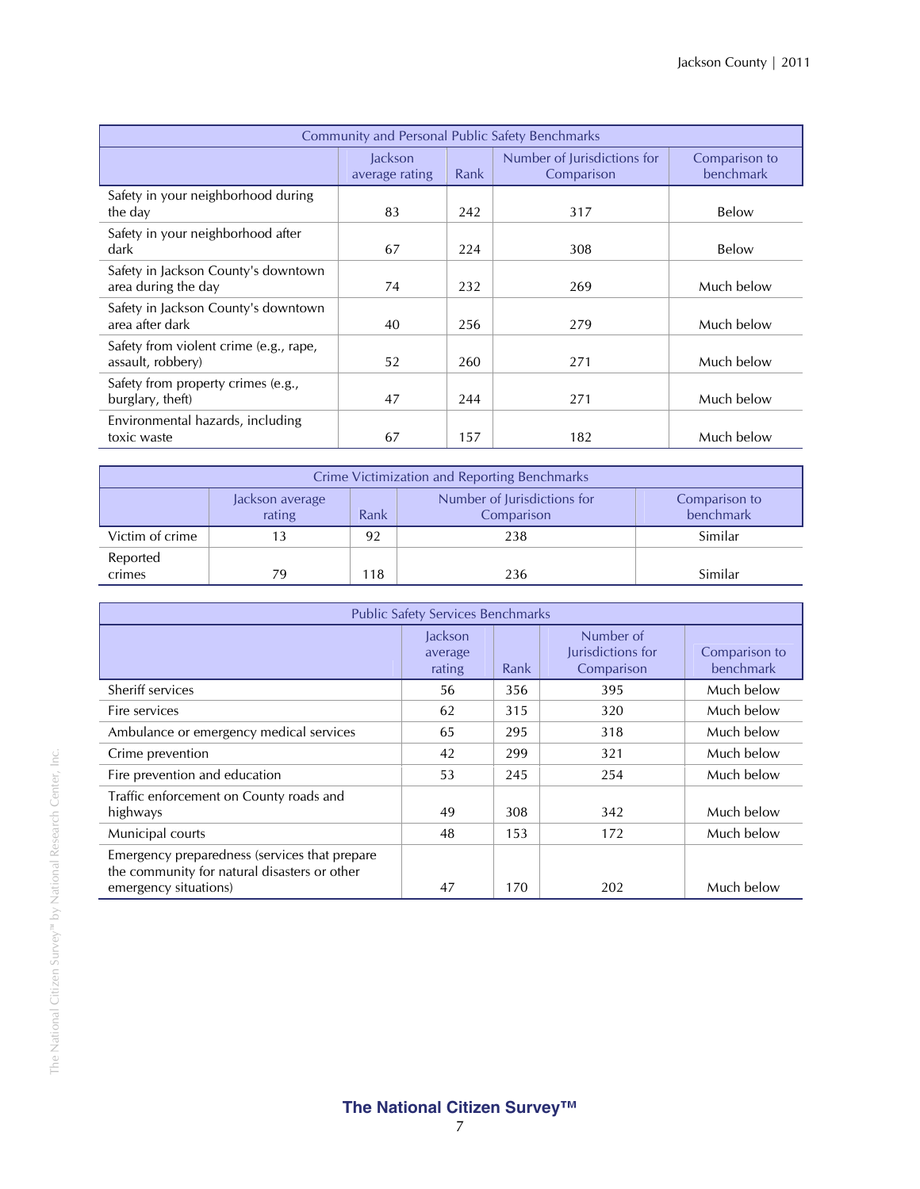| Community and Personal Public Safety Benchmarks | | | | |
|---|---|---|---|---|
| | Jackson average rating | Rank | Number of Jurisdictions for Comparison | Comparison to benchmark |
| Safety in your neighborhood during the day | 83 | 242 | 317 | Below |
| Safety in your neighborhood after dark | 67 | 224 | 308 | Below |
| Safety in Jackson County's downtown area during the day | 74 | 232 | 269 | Much below |
| Safety in Jackson County's downtown area after dark | 40 | 256 | 279 | Much below |
| Safety from violent crime (e.g., rape, assault, robbery) | 52 | 260 | 271 | Much below |
| Safety from property crimes (e.g., burglary, theft) | 47 | 244 | 271 | Much below |
| Environmental hazards, including toxic waste | 67 | 157 | 182 | Much below |

| Crime Victimization and Reporting Benchmarks | | | | |
|---|---|---|---|---|
| | Jackson average rating | Rank | Number of Jurisdictions for Comparison | Comparison to benchmark |
| Victim of crime | 13 | 92 | 238 | Similar |
| Reported crimes | 79 | 118 | 236 | Similar |

| Public Safety Services Benchmarks | | | | |
|---|---|---|---|---|
| | Jackson average rating | Rank | Number of Jurisdictions for Comparison | Comparison to benchmark |
| Sheriff services | 56 | 356 | 395 | Much below |
| Fire services | 62 | 315 | 320 | Much below |
| Ambulance or emergency medical services | 65 | 295 | 318 | Much below |
| Crime prevention | 42 | 299 | 321 | Much below |
| Fire prevention and education | 53 | 245 | 254 | Much below |
| Traffic enforcement on County roads and highways | 49 | 308 | 342 | Much below |
| Municipal courts | 48 | 153 | 172 | Much below |
| Emergency preparedness (services that prepare the community for natural disasters or other emergency situations) | 47 | 170 | 202 | Much below |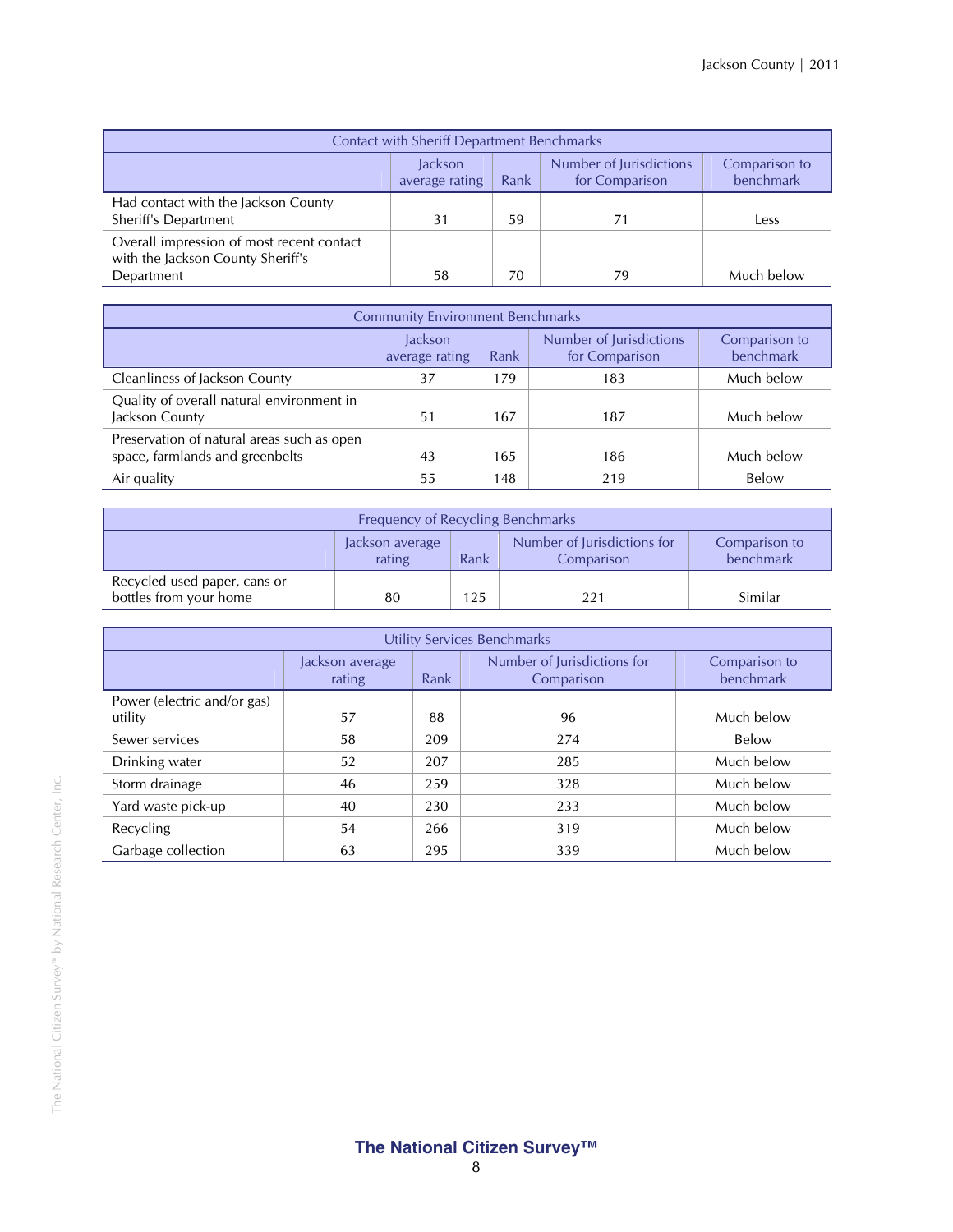| Contact with Sheriff Department Benchmarks | | | | |
|---|---|---|---|---|
| | Jackson average rating | Rank | Number of Jurisdictions for Comparison | Comparison to benchmark |
| Had contact with the Jackson County Sheriff's Department | 31 | 59 | 71 | Less |
| Overall impression of most recent contact with the Jackson County Sheriff's Department | 58 | 70 | 79 | Much below |

| Community Environment Benchmarks | | | | |
|---|---|---|---|---|
| | Jackson average rating | Rank | Number of Jurisdictions for Comparison | Comparison to benchmark |
| Cleanliness of Jackson County | 37 | 179 | 183 | Much below |
| Quality of overall natural environment in Jackson County | 51 | 167 | 187 | Much below |
| Preservation of natural areas such as open space, farmlands and greenbelts | 43 | 165 | 186 | Much below |
| Air quality | 55 | 148 | 219 | Below |

| Frequency of Recycling Benchmarks | | | | |
|---|---|---|---|---|
| | Jackson average rating | Rank | Number of Jurisdictions for Comparison | Comparison to benchmark |
| Recycled used paper, cans or bottles from your home | 80 | 125 | 221 | Similar |

| Utility Services Benchmarks | | | | |
|---|---|---|---|---|
| | Jackson average rating | Rank | Number of Jurisdictions for Comparison | Comparison to benchmark |
| Power (electric and/or gas) utility | 57 | 88 | 96 | Much below |
| Sewer services | 58 | 209 | 274 | Below |
| Drinking water | 52 | 207 | 285 | Much below |
| Storm drainage | 46 | 259 | 328 | Much below |
| Yard waste pick-up | 40 | 230 | 233 | Much below |
| Recycling | 54 | 266 | 319 | Much below |
| Garbage collection | 63 | 295 | 339 | Much below |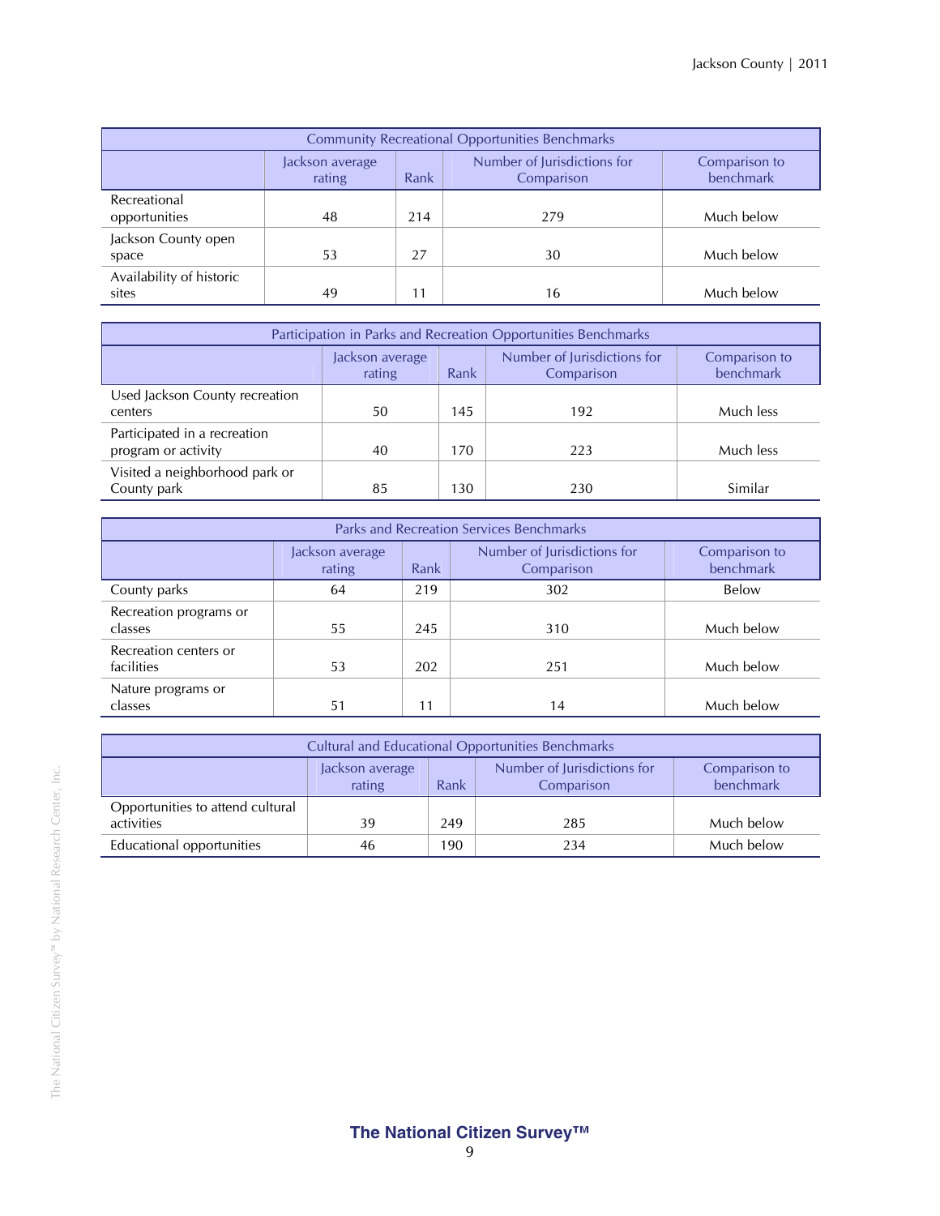| Community Recreational Opportunities Benchmarks | | | | |
|---|---|---|---|---|
| | Jackson average rating | Rank | Number of Jurisdictions for Comparison | Comparison to benchmark |
| Recreational opportunities | 48 | 214 | 279 | Much below |
| Jackson County open space | 53 | 27 | 30 | Much below |
| Availability of historic sites | 49 | 11 | 16 | Much below |

| Participation in Parks and Recreation Opportunities Benchmarks | | | | |
|---|---|---|---|---|
| | Jackson average rating | Rank | Number of Jurisdictions for Comparison | Comparison to benchmark |
| Used Jackson County recreation centers | 50 | 145 | 192 | Much less |
| Participated in a recreation program or activity | 40 | 170 | 223 | Much less |
| Visited a neighborhood park or County park | 85 | 130 | 230 | Similar |

| Parks and Recreation Services Benchmarks | | | | |
|---|---|---|---|---|
| | Jackson average rating | Rank | Number of Jurisdictions for Comparison | Comparison to benchmark |
| County parks | 64 | 219 | 302 | Below |
| Recreation programs or classes | 55 | 245 | 310 | Much below |
| Recreation centers or facilities | 53 | 202 | 251 | Much below |
| Nature programs or classes | 51 | 11 | 14 | Much below |

| Cultural and Educational Opportunities Benchmarks | | | | |
|---|---|---|---|---|
| | Jackson average rating | Rank | Number of Jurisdictions for Comparison | Comparison to benchmark |
| Opportunities to attend cultural activities | 39 | 249 | 285 | Much below |
| Educational opportunities | 46 | 190 | 234 | Much below |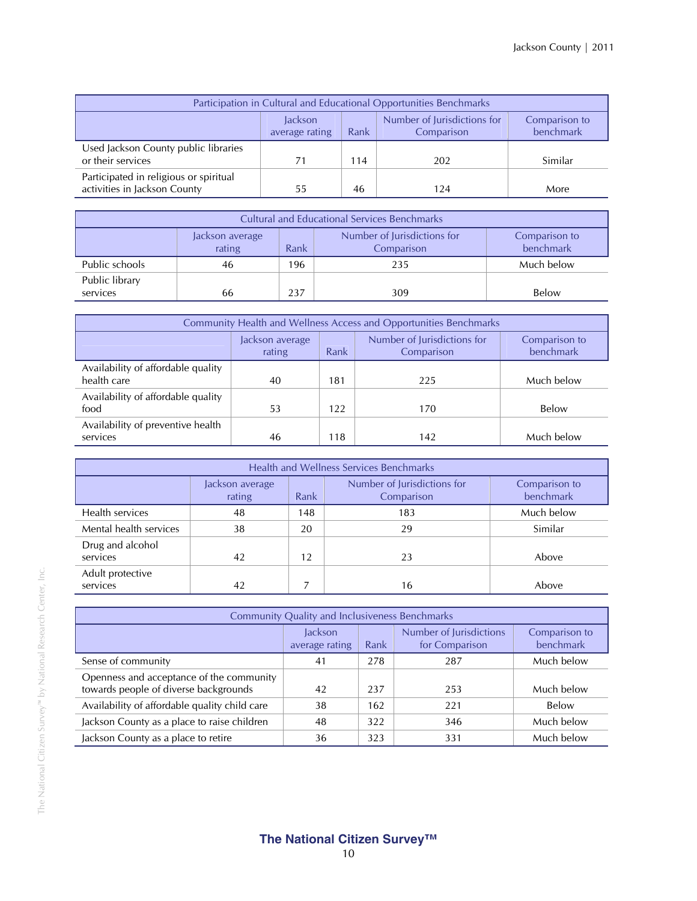| Participation in Cultural and Educational Opportunities Benchmarks | | | | |
|---|---|---|---|---|
| | Jackson average rating | Rank | Number of Jurisdictions for Comparison | Comparison to benchmark |
| Used Jackson County public libraries or their services | 71 | 114 | 202 | Similar |
| Participated in religious or spiritual activities in Jackson County | 55 | 46 | 124 | More |

| Cultural and Educational Services Benchmarks | | | | |
|---|---|---|---|---|
| | Jackson average rating | Rank | Number of Jurisdictions for Comparison | Comparison to benchmark |
| Public schools | 46 | 196 | 235 | Much below |
| Public library services | 66 | 237 | 309 | Below |

| Community Health and Wellness Access and Opportunities Benchmarks | | | | |
|---|---|---|---|---|
| | Jackson average rating | Rank | Number of Jurisdictions for Comparison | Comparison to benchmark |
| Availability of affordable quality health care | 40 | 181 | 225 | Much below |
| Availability of affordable quality food | 53 | 122 | 170 | Below |
| Availability of preventive health services | 46 | 118 | 142 | Much below |

| Health and Wellness Services Benchmarks | | | | |
|---|---|---|---|---|
| | Jackson average rating | Rank | Number of Jurisdictions for Comparison | Comparison to benchmark |
| Health services | 48 | 148 | 183 | Much below |
| Mental health services | 38 | 20 | 29 | Similar |
| Drug and alcohol services | 42 | 12 | 23 | Above |
| Adult protective services | 42 | 7 | 16 | Above |

| Community Quality and Inclusiveness Benchmarks | | | | |
|---|---|---|---|---|
| | Jackson average rating | Rank | Number of Jurisdictions for Comparison | Comparison to benchmark |
| Sense of community | 41 | 278 | 287 | Much below |
| Openness and acceptance of the community towards people of diverse backgrounds | 42 | 237 | 253 | Much below |
| Availability of affordable quality child care | 38 | 162 | 221 | Below |
| Jackson County as a place to raise children | 48 | 322 | 346 | Much below |
| Jackson County as a place to retire | 36 | 323 | 331 | Much below |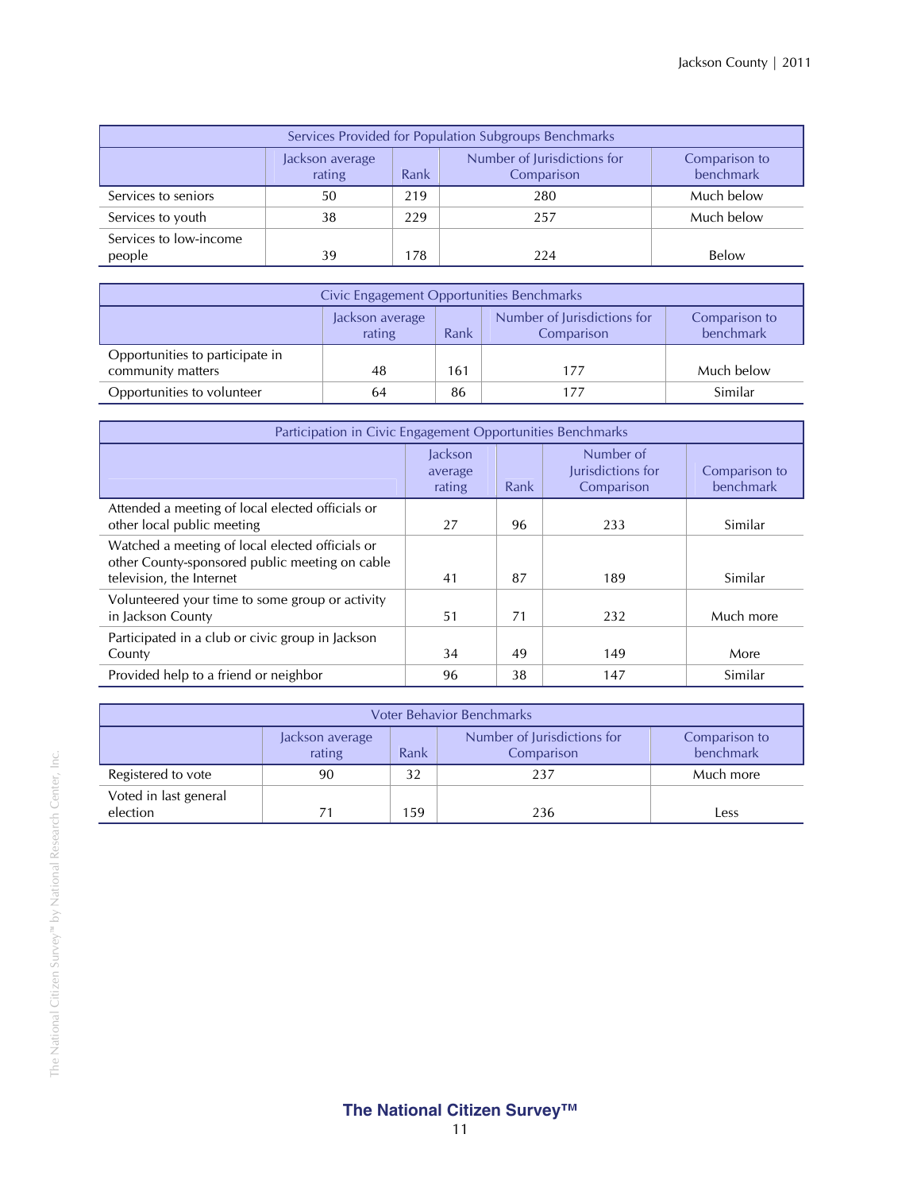| Services Provided for Population Subgroups Benchmarks | | | | |
|---|---|---|---|---|
| | Jackson average rating | Rank | Number of Jurisdictions for Comparison | Comparison to benchmark |
| Services to seniors | 50 | 219 | 280 | Much below |
| Services to youth | 38 | 229 | 257 | Much below |
| Services to low-income people | 39 | 178 | 224 | Below |

| Civic Engagement Opportunities Benchmarks | | | | |
|---|---|---|---|---|
| | Jackson average rating | Rank | Number of Jurisdictions for Comparison | Comparison to benchmark |
| Opportunities to participate in community matters | 48 | 161 | 177 | Much below |
| Opportunities to volunteer | 64 | 86 | 177 | Similar |

| Participation in Civic Engagement Opportunities Benchmarks | | | | |
|---|---|---|---|---|
| | Jackson average rating | Rank | Number of Jurisdictions for Comparison | Comparison to benchmark |
| Attended a meeting of local elected officials or other local public meeting | 27 | 96 | 233 | Similar |
| Watched a meeting of local elected officials or other County-sponsored public meeting on cable television, the Internet | 41 | 87 | 189 | Similar |
| Volunteered your time to some group or activity in Jackson County | 51 | 71 | 232 | Much more |
| Participated in a club or civic group in Jackson County | 34 | 49 | 149 | More |
| Provided help to a friend or neighbor | 96 | 38 | 147 | Similar |

| Voter Behavior Benchmarks | | | | |
|---|---|---|---|---|
| | Jackson average rating | Rank | Number of Jurisdictions for Comparison | Comparison to benchmark |
| Registered to vote | 90 | 32 | 237 | Much more |
| Voted in last general election | 71 | 159 | 236 | Less |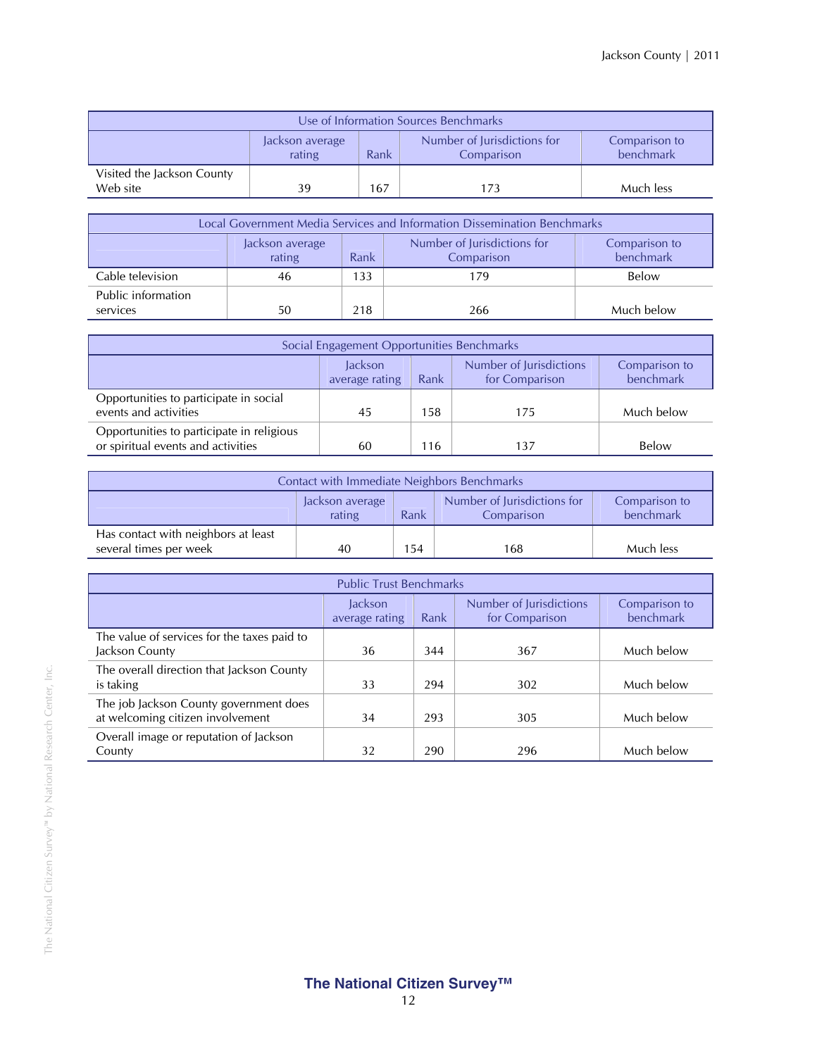| Use of Information Sources Benchmarks | | | | |
|---|---|---|---|---|
| | Jackson average rating | Rank | Number of Jurisdictions for Comparison | Comparison to benchmark |
| Visited the Jackson County Web site | 39 | 167 | 173 | Much less |

| Local Government Media Services and Information Dissemination Benchmarks | | | | |
|---|---|---|---|---|
| | Jackson average rating | Rank | Number of Jurisdictions for Comparison | Comparison to benchmark |
| Cable television | 46 | 133 | 179 | Below |
| Public information services | 50 | 218 | 266 | Much below |

| Social Engagement Opportunities Benchmarks | | | | |
|---|---|---|---|---|
| | Jackson average rating | Rank | Number of Jurisdictions for Comparison | Comparison to benchmark |
| Opportunities to participate in social events and activities | 45 | 158 | 175 | Much below |
| Opportunities to participate in religious or spiritual events and activities | 60 | 116 | 137 | Below |

| Contact with Immediate Neighbors Benchmarks | | | | |
|---|---|---|---|---|
| | Jackson average rating | Rank | Number of Jurisdictions for Comparison | Comparison to benchmark |
| Has contact with neighbors at least several times per week | 40 | 154 | 168 | Much less |

| Public Trust Benchmarks | | | | |
|---|---|---|---|---|
| | Jackson average rating | Rank | Number of Jurisdictions for Comparison | Comparison to benchmark |
| The value of services for the taxes paid to Jackson County | 36 | 344 | 367 | Much below |
| The overall direction that Jackson County is taking | 33 | 294 | 302 | Much below |
| The job Jackson County government does at welcoming citizen involvement | 34 | 293 | 305 | Much below |
| Overall image or reputation of Jackson County | 32 | 290 | 296 | Much below |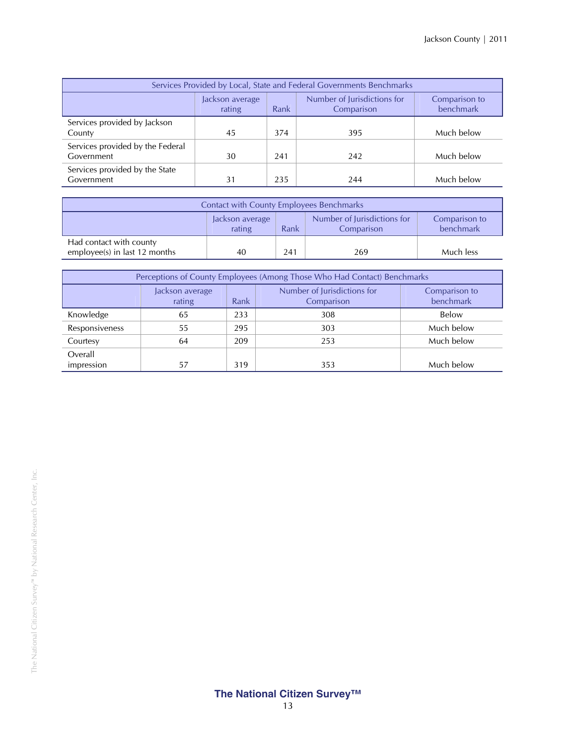| Services Provided by Local, State and Federal Governments Benchmarks | | | | |
|---|---|---|---|---|
| | Jackson average rating | Rank | Number of Jurisdictions for Comparison | Comparison to benchmark |
| Services provided by Jackson County | 45 | 374 | 395 | Much below |
| Services provided by the Federal Government | 30 | 241 | 242 | Much below |
| Services provided by the State Government | 31 | 235 | 244 | Much below |

| Contact with County Employees Benchmarks | | | | |
|---|---|---|---|---|
| | Jackson average rating | Rank | Number of Jurisdictions for Comparison | Comparison to benchmark |
| Had contact with county employee(s) in last 12 months | 40 | 241 | 269 | Much less |

| Perceptions of County Employees (Among Those Who Had Contact) Benchmarks | | | | |
|---|---|---|---|---|
| | Jackson average rating | Rank | Number of Jurisdictions for Comparison | Comparison to benchmark |
| Knowledge | 65 | 233 | 308 | Below |
| Responsiveness | 55 | 295 | 303 | Much below |
| Courtesy | 64 | 209 | 253 | Much below |
| Overall impression | 57 | 319 | 353 | Much below |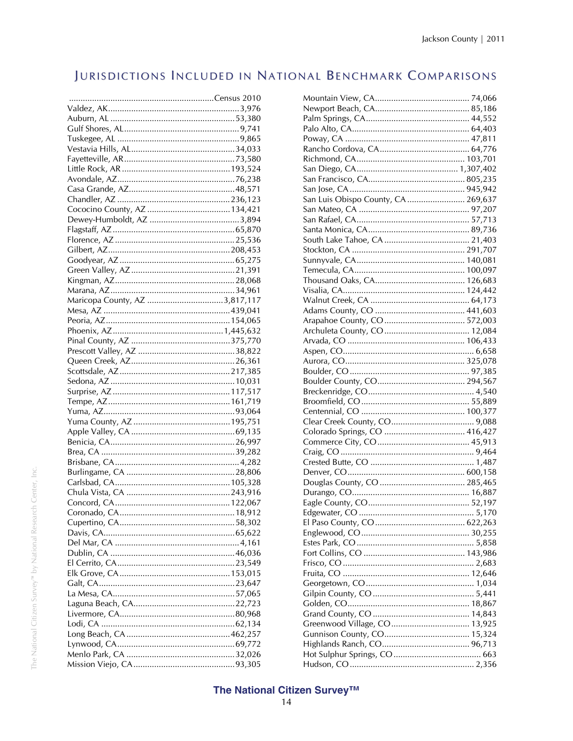## Jurisdictions Included in National Benchmark Comparisons

| Jurisdiction | Census 2010 |
|---|---|
| Valdez, AK | 3,976 |
| Auburn, AL | 53,380 |
| Gulf Shores, AL | 9,741 |
| Tuskegee, AL | 9,865 |
| Vestavia Hills, AL | 34,033 |
| Fayetteville, AR | 73,580 |
| Little Rock, AR | 193,524 |
| Avondale, AZ | 76,238 |
| Casa Grande, AZ | 48,571 |
| Chandler, AZ | 236,123 |
| Cococino County, AZ | 134,421 |
| Dewey-Humboldt, AZ | 3,894 |
| Flagstaff, AZ | 65,870 |
| Florence, AZ | 25,536 |
| Gilbert, AZ | 208,453 |
| Goodyear, AZ | 65,275 |
| Green Valley, AZ | 21,391 |
| Kingman, AZ | 28,068 |
| Marana, AZ | 34,961 |
| Maricopa County, AZ | 3,817,117 |
| Mesa, AZ | 439,041 |
| Peoria, AZ | 154,065 |
| Phoenix, AZ | 1,445,632 |
| Pinal County, AZ | 375,770 |
| Prescott Valley, AZ | 38,822 |
| Queen Creek, AZ | 26,361 |
| Scottsdale, AZ | 217,385 |
| Sedona, AZ | 10,031 |
| Surprise, AZ | 117,517 |
| Tempe, AZ | 161,719 |
| Yuma, AZ | 93,064 |
| Yuma County, AZ | 195,751 |
| Apple Valley, CA | 69,135 |
| Benicia, CA | 26,997 |
| Brea, CA | 39,282 |
| Brisbane, CA | 4,282 |
| Burlingame, CA | 28,806 |
| Carlsbad, CA | 105,328 |
| Chula Vista, CA | 243,916 |
| Concord, CA | 122,067 |
| Coronado, CA | 18,912 |
| Cupertino, CA | 58,302 |
| Davis, CA | 65,622 |
| Del Mar, CA | 4,161 |
| Dublin, CA | 46,036 |
| El Cerrito, CA | 23,549 |
| Elk Grove, CA | 153,015 |
| Galt, CA | 23,647 |
| La Mesa, CA | 57,065 |
| Laguna Beach, CA | 22,723 |
| Livermore, CA | 80,968 |
| Lodi, CA | 62,134 |
| Long Beach, CA | 462,257 |
| Lynwood, CA | 69,772 |
| Menlo Park, CA | 32,026 |
| Mission Viejo, CA | 93,305 |
| Mountain View, CA | 74,066 |
| Newport Beach, CA | 85,186 |
| Palm Springs, CA | 44,552 |
| Palo Alto, CA | 64,403 |
| Poway, CA | 47,811 |
| Rancho Cordova, CA | 64,776 |
| Richmond, CA | 103,701 |
| San Diego, CA | 1,307,402 |
| San Francisco, CA | 805,235 |
| San Jose, CA | 945,942 |
| San Luis Obispo County, CA | 269,637 |
| San Mateo, CA | 97,207 |
| San Rafael, CA | 57,713 |
| Santa Monica, CA | 89,736 |
| South Lake Tahoe, CA | 21,403 |
| Stockton, CA | 291,707 |
| Sunnyvale, CA | 140,081 |
| Temecula, CA | 100,097 |
| Thousand Oaks, CA | 126,683 |
| Visalia, CA | 124,442 |
| Walnut Creek, CA | 64,173 |
| Adams County, CO | 441,603 |
| Arapahoe County, CO | 572,003 |
| Archuleta County, CO | 12,084 |
| Arvada, CO | 106,433 |
| Aspen, CO | 6,658 |
| Aurora, CO | 325,078 |
| Boulder, CO | 97,385 |
| Boulder County, CO | 294,567 |
| Breckenridge, CO | 4,540 |
| Broomfield, CO | 55,889 |
| Centennial, CO | 100,377 |
| Clear Creek County, CO | 9,088 |
| Colorado Springs, CO | 416,427 |
| Commerce City, CO | 45,913 |
| Craig, CO | 9,464 |
| Crested Butte, CO | 1,487 |
| Denver, CO | 600,158 |
| Douglas County, CO | 285,465 |
| Durango, CO | 16,887 |
| Eagle County, CO | 52,197 |
| Edgewater, CO | 5,170 |
| El Paso County, CO | 622,263 |
| Englewood, CO | 30,255 |
| Estes Park, CO | 5,858 |
| Fort Collins, CO | 143,986 |
| Frisco, CO | 2,683 |
| Fruita, CO | 12,646 |
| Georgetown, CO | 1,034 |
| Gilpin County, CO | 5,441 |
| Golden, CO | 18,867 |
| Grand County, CO | 14,843 |
| Greenwood Village, CO | 13,925 |
| Gunnison County, CO | 15,324 |
| Highlands Ranch, CO | 96,713 |
| Hot Sulphur Springs, CO | 663 |
| Hudson, CO | 2,356 |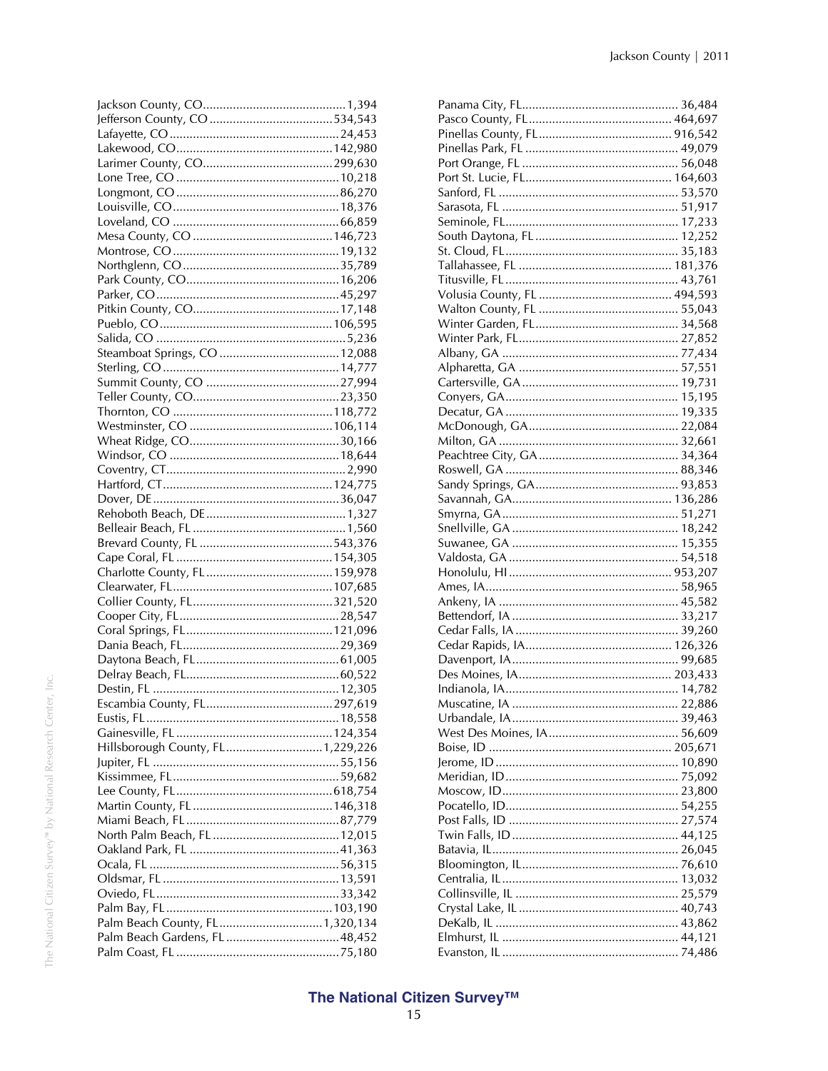Jackson County, CO........................................1,394
Jefferson County, CO ....................................534,543
Lafayette, CO ..................................................24,453
Lakewood, CO...............................................142,980
Larimer County, CO.......................................299,630
Lone Tree, CO ................................................10,218
Longmont, CO ................................................86,270
Louisville, CO .................................................18,376
Loveland, CO .................................................66,859
Mesa County, CO ..........................................146,723
Montrose, CO .................................................19,132
Northglenn, CO...............................................35,789
Park County, CO.............................................16,206
Parker, CO.......................................................45,297
Pitkin County, CO...........................................17,148
Pueblo, CO....................................................106,595
Salida, CO ........................................................5,236
Steamboat Springs, CO ....................................12,088
Sterling, CO .....................................................14,777
Summit County, CO ........................................27,994
Teller County, CO............................................23,350
Thornton, CO ................................................118,772
Westminster, CO ...........................................106,114
Wheat Ridge, CO.............................................30,166
Windsor, CO ...................................................18,644
Coventry, CT.....................................................2,990
Hartford, CT...................................................124,775
Dover, DE........................................................36,047
Rehoboth Beach, DE..........................................1,327
Belleair Beach, FL ..............................................1,560
Brevard County, FL ........................................543,376
Cape Coral, FL ...............................................154,305
Charlotte County, FL......................................159,978
Clearwater, FL................................................107,685
Collier County, FL..........................................321,520
Cooper City, FL................................................28,547
Coral Springs, FL...........................................121,096
Dania Beach, FL...............................................29,369
Daytona Beach, FL...........................................61,005
Delray Beach, FL..............................................60,522
Destin, FL ........................................................12,305
Escambia County, FL......................................297,619
Eustis, FL .........................................................18,558
Gainesville, FL ...............................................124,354
Hillsborough County, FL.............................1,229,226
Jupiter, FL ........................................................55,156
Kissimmee, FL..................................................59,682
Lee County, FL...............................................618,754
Martin County, FL..........................................146,318
Miami Beach, FL .............................................87,779
North Palm Beach, FL......................................12,015
Oakland Park, FL .............................................41,363
Ocala, FL .........................................................56,315
Oldsmar, FL ....................................................13,591
Oviedo, FL.......................................................33,342
Palm Bay, FL .................................................103,190
Palm Beach County, FL...............................1,320,134
Palm Beach Gardens, FL ..................................48,452
Palm Coast, FL .................................................75,180
Panama City, FL............................................... 36,484
Pasco County, FL........................................... 464,697
Pinellas County, FL........................................ 916,542
Pinellas Park, FL ............................................. 49,079
Port Orange, FL ............................................... 56,048
Port St. Lucie, FL........................................... 164,603
Sanford, FL ..................................................... 53,570
Sarasota, FL .................................................... 51,917
Seminole, FL.................................................... 17,233
South Daytona, FL ........................................... 12,252
St. Cloud, FL................................................... 35,183
Tallahassee, FL .............................................. 181,376
Titusville, FL ................................................... 43,761
Volusia County, FL ........................................ 494,593
Walton County, FL .......................................... 55,043
Winter Garden, FL........................................... 34,568
Winter Park, FL................................................ 27,852
Albany, GA ..................................................... 77,434
Alpharetta, GA ................................................ 57,551
Cartersville, GA ............................................... 19,731
Conyers, GA.................................................... 15,195
Decatur, GA .................................................... 19,335
McDonough, GA............................................. 22,084
Milton, GA ...................................................... 32,661
Peachtree City, GA .......................................... 34,364
Roswell, GA .................................................... 88,346
Sandy Springs, GA........................................... 93,853
Savannah, GA................................................ 136,286
Smyrna, GA..................................................... 51,271
Snellville, GA .................................................. 18,242
Suwanee, GA .................................................. 15,355
Valdosta, GA ................................................... 54,518
Honolulu, HI ................................................. 953,207
Ames, IA.......................................................... 58,965
Ankeny, IA ...................................................... 45,582
Bettendorf, IA .................................................. 33,217
Cedar Falls, IA ................................................ 39,260
Cedar Rapids, IA............................................ 126,326
Davenport, IA.................................................. 99,685
Des Moines, IA.............................................. 203,433
Indianola, IA.................................................... 14,782
Muscatine, IA .................................................. 22,886
Urbandale, IA.................................................. 39,463
West Des Moines, IA....................................... 56,609
Boise, ID ....................................................... 205,671
Jerome, ID ...................................................... 10,890
Meridian, ID.................................................... 75,092
Moscow, ID..................................................... 23,800
Pocatello, ID.................................................... 54,255
Post Falls, ID .................................................. 27,574
Twin Falls, ID .................................................. 44,125
Batavia, IL........................................................ 26,045
Bloomington, IL............................................... 76,610
Centralia, IL..................................................... 13,032
Collinsville, IL ................................................ 25,579
Crystal Lake, IL ............................................... 40,743
DeKalb, IL ....................................................... 43,862
Elmhurst, IL .................................................... 44,121
Evanston, IL .................................................... 74,486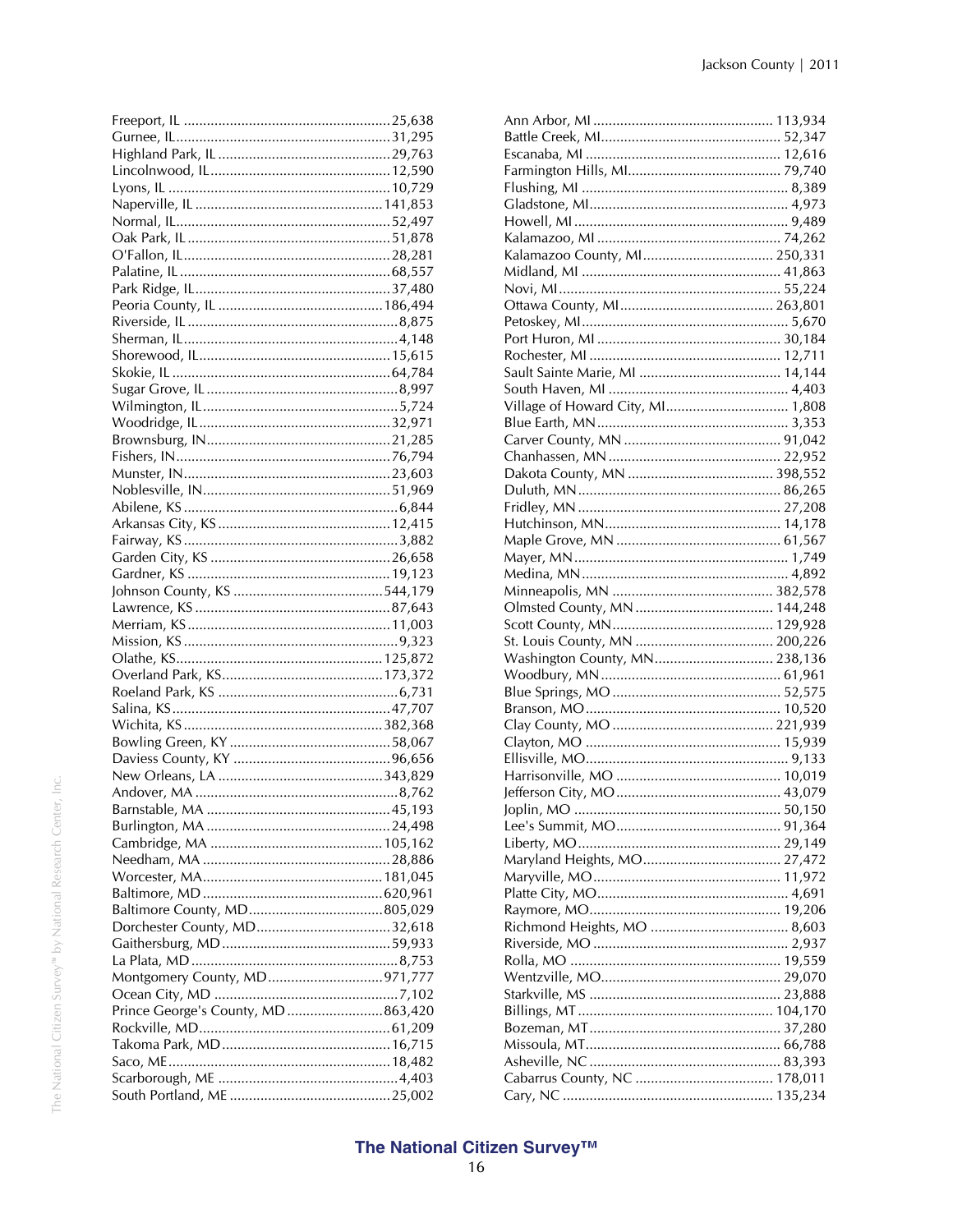Freeport, IL ......................................................25,638
Gurnee, IL.........................................................31,295
Highland Park, IL .............................................29,763
Lincolnwood, IL.................................................12,590
Lyons, IL ...........................................................10,729
Naperville, IL ...................................................141,853
Normal, IL..........................................................52,497
Oak Park, IL ......................................................51,878
O'Fallon, IL........................................................28,281
Palatine, IL ........................................................68,557
Park Ridge, IL....................................................37,480
Peoria County, IL .............................................186,494
Riverside, IL ........................................................8,875
Sherman, IL.........................................................4,148
Shorewood, IL....................................................15,615
Skokie, IL ...........................................................64,784
Sugar Grove, IL ...................................................8,997
Wilmington, IL.....................................................5,724
Woodridge, IL....................................................32,971
Brownsburg, IN..................................................21,285
Fishers, IN..........................................................76,794
Munster, IN........................................................23,603
Noblesville, IN....................................................51,969
Abilene, KS ..........................................................6,844
Arkansas City, KS ..............................................12,415
Fairway, KS .........................................................3,882
Garden City, KS .................................................26,658
Gardner, KS .......................................................19,123
Johnson County, KS .........................................544,179
Lawrence, KS ....................................................87,643
Merriam, KS.......................................................11,003
Mission, KS ..........................................................9,323
Olathe, KS........................................................125,872
Overland Park, KS............................................173,372
Roeland Park, KS ................................................6,731
Salina, KS...........................................................47,707
Wichita, KS ......................................................382,368
Bowling Green, KY ............................................58,067
Daviess County, KY ..........................................96,656
New Orleans, LA .............................................343,829
Andover, MA .......................................................8,762
Barnstable, MA ..................................................45,193
Burlington, MA ..................................................24,498
Cambridge, MA ...............................................105,162
Needham, MA ...................................................28,886
Worcester, MA.................................................181,045
Baltimore, MD .................................................620,961
Baltimore County, MD.....................................805,029
Dorchester County, MD.....................................32,618
Gaithersburg, MD .............................................59,933
La Plata, MD .......................................................8,753
Montgomery County, MD................................971,777
Ocean City, MD ...................................................7,102
Prince George's County, MD ...........................863,420
Rockville, MD....................................................61,209
Takoma Park, MD .............................................16,715
Saco, ME............................................................18,482
Scarborough, ME ................................................4,403
South Portland, ME ...........................................25,002
Ann Arbor, MI ................................................ 113,934
Battle Creek, MI................................................ 52,347
Escanaba, MI .................................................... 12,616
Farmington Hills, MI......................................... 79,740
Flushing, MI ....................................................... 8,389
Gladstone, MI..................................................... 4,973
Howell, MI ......................................................... 9,489
Kalamazoo, MI .................................................. 74,262
Kalamazoo County, MI................................... 250,331
Midland, MI ...................................................... 41,863
Novi, MI ........................................................... 55,224
Ottawa County, MI.......................................... 263,801
Petoskey, MI....................................................... 5,670
Port Huron, MI .................................................. 30,184
Rochester, MI ................................................... 12,711
Sault Sainte Marie, MI ...................................... 14,144
South Haven, MI ................................................ 4,403
Village of Howard City, MI................................. 1,808
Blue Earth, MN ................................................... 3,353
Carver County, MN .......................................... 91,042
Chanhassen, MN .............................................. 22,952
Dakota County, MN ....................................... 398,552
Duluth, MN....................................................... 86,265
Fridley, MN ...................................................... 27,208
Hutchinson, MN................................................ 14,178
Maple Grove, MN ............................................. 61,567
Mayer, MN ......................................................... 1,749
Medina, MN ....................................................... 4,892
Minneapolis, MN ............................................ 382,578
Olmsted County, MN ...................................... 144,248
Scott County, MN............................................ 129,928
St. Louis County, MN ..................................... 200,226
Washington County, MN................................ 238,136
Woodbury, MN ................................................. 61,961
Blue Springs, MO ............................................. 52,575
Branson, MO .................................................... 10,520
Clay County, MO ........................................... 221,939
Clayton, MO ..................................................... 15,939
Ellisville, MO....................................................... 9,133
Harrisonville, MO ............................................. 10,019
Jefferson City, MO ............................................ 43,079
Joplin, MO ........................................................ 50,150
Lee's Summit, MO............................................. 91,364
Liberty, MO....................................................... 29,149
Maryland Heights, MO...................................... 27,472
Maryville, MO................................................... 11,972
Platte City, MO................................................... 4,691
Raymore, MO.................................................... 19,206
Richmond Heights, MO ...................................... 8,603
Riverside, MO ..................................................... 2,937
Rolla, MO ......................................................... 19,559
Wentzville, MO.................................................. 29,070
Starkville, MS .................................................... 23,888
Billings, MT ..................................................... 104,170
Bozeman, MT.................................................... 37,280
Missoula, MT..................................................... 66,788
Asheville, NC .................................................... 83,393
Cabarrus County, NC ...................................... 178,011
Cary, NC ......................................................... 135,234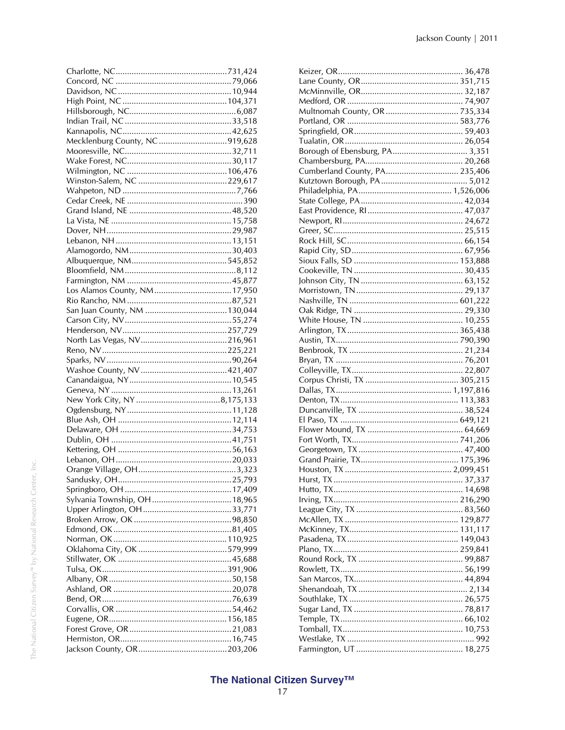Charlote, NC.................................................731,424
Concord, NC ..................................................79,066
Davidson, NC.................................................10,944
High Point, NC .............................................104,371
Hillsborough, NC...............................................6,087
Indian Trail, NC ...............................................33,518
Kannapolis, NC................................................42,625
Mecklenburg County, NC ..............................919,628
Mooresville, NC...............................................32,711
Wake Forest, NC..............................................30,117
Wilmington, NC ............................................106,476
Winston-Salem, NC .......................................229,617
Wahpeton, ND ..................................................7,766
Cedar Creek, NE ..................................................390
Grand Island, NE ............................................48,520
La Vista, NE ....................................................15,758
Dover, NH.......................................................29,987
Lebanon, NH ..................................................13,151
Alamogordo, NM............................................30,403
Albuquerque, NM..........................................545,852
Bloomfield, NM.................................................8,112
Farmington, NM .............................................45,877
Los Alamos County, NM..................................17,950
Rio Rancho, NM .............................................87,521
San Juan County, NM ....................................130,044
Carson City, NV...............................................55,274
Henderson, NV..............................................257,729
North Las Vegas, NV......................................216,961
Reno, NV.......................................................225,221
Sparks, NV ......................................................90,264
Washoe County, NV ......................................421,407
Canandaigua, NY.............................................10,545
Geneva, NY ....................................................13,261
New York City, NY .....................................8,175,133
Ogdensburg, NY .............................................11,128
Blue Ash, OH .................................................12,114
Delaware, OH ................................................34,753
Dublin, OH .....................................................41,751
Kettering, OH .................................................56,163
Lebanon, OH...................................................20,033
Orange Village, OH...........................................3,323
Sandusky, OH..................................................25,793
Springboro, OH ..............................................17,409
Sylvania Township, OH ...................................18,965
Upper Arlington, OH.......................................33,771
Broken Arrow, OK ...........................................98,850
Edmond, OK ...................................................81,405
Norman, OK .................................................110,925
Oklahoma City, OK .......................................579,999
Stillwater, OK .................................................45,688
Tulsa, OK.......................................................391,906
Albany, OR .....................................................50,158
Ashland, OR ...................................................20,078
Bend, OR........................................................76,639
Corvallis, OR ..................................................54,462
Eugene, OR...................................................156,185
Forest Grove, OR ............................................21,083
Hermiston, OR................................................16,745
Jackson County, OR.......................................203,206
Keizer, OR...................................................... 36,478
Lane County, OR........................................... 351,715
McMinnville, OR............................................. 32,187
Medford, OR .................................................. 74,907
Multnomah County, OR ................................ 735,334
Portland, OR ................................................. 583,776
Springfield, OR................................................ 59,403
Tualatin, OR ................................................... 26,054
Borough of Ebensburg, PA................................. 3,351
Chambersburg, PA........................................... 20,268
Cumberland County, PA................................ 235,406
Kutztown Borough, PA ...................................... 5,012
Philadelphia, PA......................................... 1,526,006
State College, PA ............................................ 42,034
East Providence, RI ......................................... 47,037
Newport, RI .................................................... 24,672
Greer, SC........................................................ 25,515
Rock Hill, SC .................................................. 66,154
Rapid City, SD ................................................ 67,956
Sioux Falls, SD .............................................. 153,888
Cookeville, TN ................................................ 30,435
Johnson City, TN ............................................ 63,152
Morristown, TN ............................................... 29,137
Nashville, TN ................................................ 601,222
Oak Ridge, TN ................................................ 29,330
White House, TN ............................................ 10,255
Arlington, TX ................................................. 365,438
Austin, TX..................................................... 790,390
Benbrook, TX ................................................. 21,234
Bryan, TX ....................................................... 76,201
Colleyville, TX................................................. 22,807
Corpus Christi, TX ......................................... 305,215
Dallas, TX.................................................. 1,197,816
Denton, TX.................................................... 113,383
Duncanville, TX ............................................. 38,524
El Paso, TX ................................................... 649,121
Flower Mound, TX .......................................... 64,669
Fort Worth, TX............................................... 741,206
Georgetown, TX ............................................. 47,400
Grand Prairie, TX........................................... 175,396
Houston, TX ............................................... 2,099,451
Hurst, TX ........................................................ 37,337
Hutto, TX........................................................ 14,698
Irving, TX...................................................... 216,290
League City, TX .............................................. 83,560
McAllen, TX .................................................. 129,877
McKinney, TX................................................ 131,117
Pasadena, TX ................................................ 149,043
Plano, TX....................................................... 259,841
Round Rock, TX ............................................. 99,887
Rowlett, TX..................................................... 56,199
San Marcos, TX............................................... 44,894
Shenandoah, TX ................................................ 2,134
Southlake, TX ................................................. 26,575
Sugar Land, TX ............................................... 78,817
Temple, TX..................................................... 66,102
Tomball, TX.................................................... 10,753
Westlake, TX ....................................................... 992
Farmington, UT .............................................. 18,275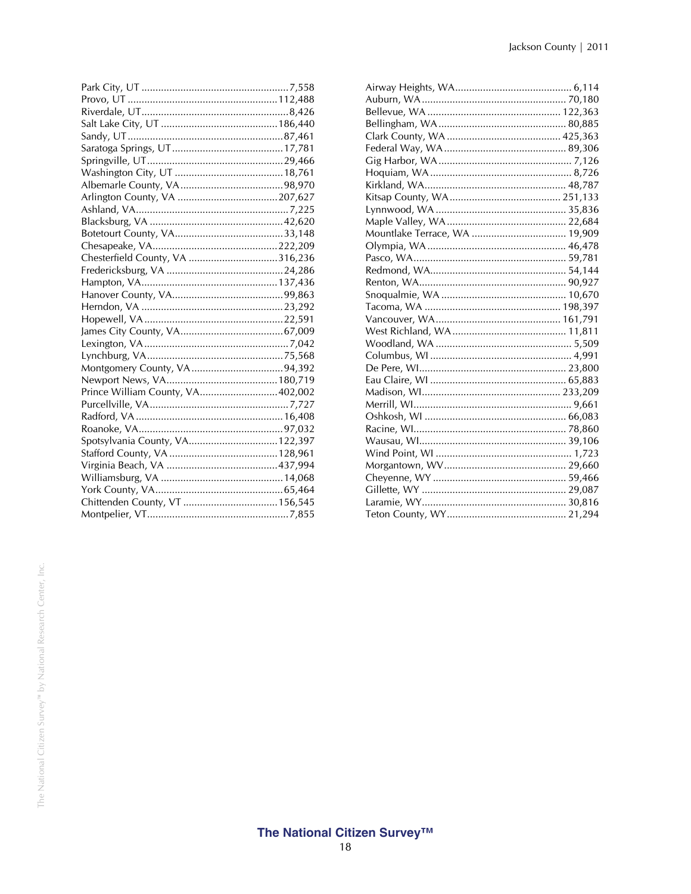Park City, UT ....................................................7,558
Provo, UT .....................................................112,488
Riverdale, UT....................................................8,426
Salt Lake City, UT ..........................................186,440
Sandy, UT........................................................87,461
Saratoga Springs, UT........................................17,781
Springville, UT.................................................29,466
Washington City, UT .......................................18,761
Albemarle County, VA.....................................98,970
Arlington County, VA ....................................207,627
Ashland, VA.......................................................7,225
Blacksburg, VA ................................................42,620
Botetourt County, VA.......................................33,148
Chesapeake, VA.............................................222,209
Chesterfield County, VA ................................316,236
Fredericksburg, VA ..........................................24,286
Hampton, VA.................................................137,436
Hanover County, VA........................................99,863
Herndon, VA ...................................................23,292
Hopewell, VA ..................................................22,591
James City County, VA.....................................67,009
Lexington, VA ...................................................7,042
Lynchburg, VA.................................................75,568
Montgomery County, VA.................................94,392
Newport News, VA........................................180,719
Prince William County, VA............................402,002
Purcellville, VA..................................................7,727
Radford, VA ....................................................16,408
Roanoke, VA....................................................97,032
Spotsylvania County, VA................................122,397
Stafford County, VA .......................................128,961
Virginia Beach, VA ........................................437,994
Williamsburg, VA ............................................14,068
York County, VA..............................................65,464
Chittenden County, VT ..................................156,545
Montpelier, VT...................................................7,855
Airway Heights, WA.......................................... 6,114
Auburn, WA ................................................... 70,180
Bellevue, WA ................................................ 122,363
Bellingham, WA ............................................. 80,885
Clark County, WA ......................................... 425,363
Federal Way, WA ............................................ 89,306
Gig Harbor, WA ................................................ 7,126
Hoquiam, WA ................................................... 8,726
Kirkland, WA................................................... 48,787
Kitsap County, WA ........................................ 251,133
Lynnwood, WA ............................................... 35,836
Maple Valley, WA ........................................... 22,684
Mountlake Terrace, WA .................................. 19,909
Olympia, WA .................................................. 46,478
Pasco, WA ....................................................... 59,781
Redmond, WA.................................................. 54,144
Renton, WA..................................................... 90,927
Snoqualmie, WA ............................................. 10,670
Tacoma, WA ................................................. 198,397
Vancouver, WA ............................................. 161,791
West Richland, WA ......................................... 11,811
Woodland, WA ................................................. 5,509
Columbus, WI ................................................... 4,991
De Pere, WI..................................................... 23,800
Eau Claire, WI ................................................. 65,883
Madison, WI.................................................. 233,209
Merrill, WI......................................................... 9,661
Oshkosh, WI ................................................... 66,083
Racine, WI....................................................... 78,860
Wausau, WI..................................................... 39,106
Wind Point, WI ................................................. 1,723
Morgantown, WV ............................................ 29,660
Cheyenne, WY ................................................ 59,466
Gillette, WY .................................................... 29,087
Laramie, WY.................................................... 30,816
Teton County, WY........................................... 21,294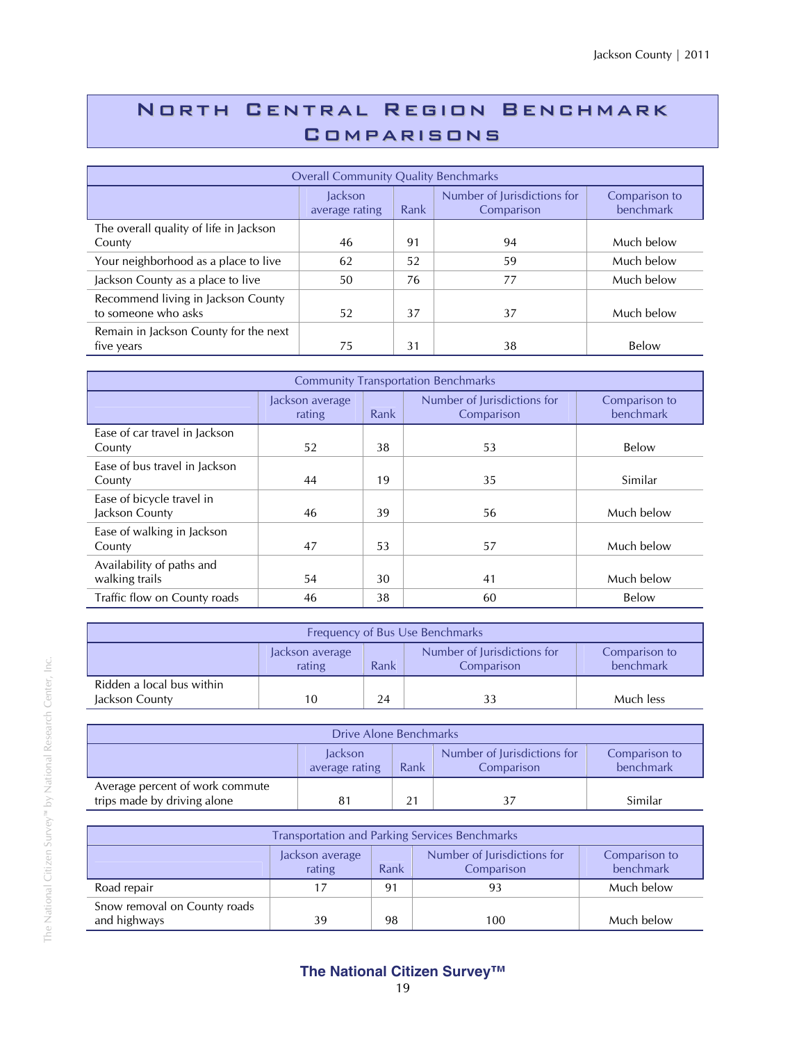# North Central Region Benchmark Comparisons

| Overall Community Quality Benchmarks | | | | |
|---|---|---|---|---|
| | Jackson average rating | Rank | Number of Jurisdictions for Comparison | Comparison to benchmark |
| The overall quality of life in Jackson County | 46 | 91 | 94 | Much below |
| Your neighborhood as a place to live | 62 | 52 | 59 | Much below |
| Jackson County as a place to live | 50 | 76 | 77 | Much below |
| Recommend living in Jackson County to someone who asks | 52 | 37 | 37 | Much below |
| Remain in Jackson County for the next five years | 75 | 31 | 38 | Below |

| Community Transportation Benchmarks | | | | |
|---|---|---|---|---|
| | Jackson average rating | Rank | Number of Jurisdictions for Comparison | Comparison to benchmark |
| Ease of car travel in Jackson County | 52 | 38 | 53 | Below |
| Ease of bus travel in Jackson County | 44 | 19 | 35 | Similar |
| Ease of bicycle travel in Jackson County | 46 | 39 | 56 | Much below |
| Ease of walking in Jackson County | 47 | 53 | 57 | Much below |
| Availability of paths and walking trails | 54 | 30 | 41 | Much below |
| Traffic flow on County roads | 46 | 38 | 60 | Below |

| Frequency of Bus Use Benchmarks | | | | |
|---|---|---|---|---|
| | Jackson average rating | Rank | Number of Jurisdictions for Comparison | Comparison to benchmark |
| Ridden a local bus within Jackson County | 10 | 24 | 33 | Much less |

| Drive Alone Benchmarks | | | | |
|---|---|---|---|---|
| | Jackson average rating | Rank | Number of Jurisdictions for Comparison | Comparison to benchmark |
| Average percent of work commute trips made by driving alone | 81 | 21 | 37 | Similar |

| Transportation and Parking Services Benchmarks | | | | |
|---|---|---|---|---|
| | Jackson average rating | Rank | Number of Jurisdictions for Comparison | Comparison to benchmark |
| Road repair | 17 | 91 | 93 | Much below |
| Snow removal on County roads and highways | 39 | 98 | 100 | Much below |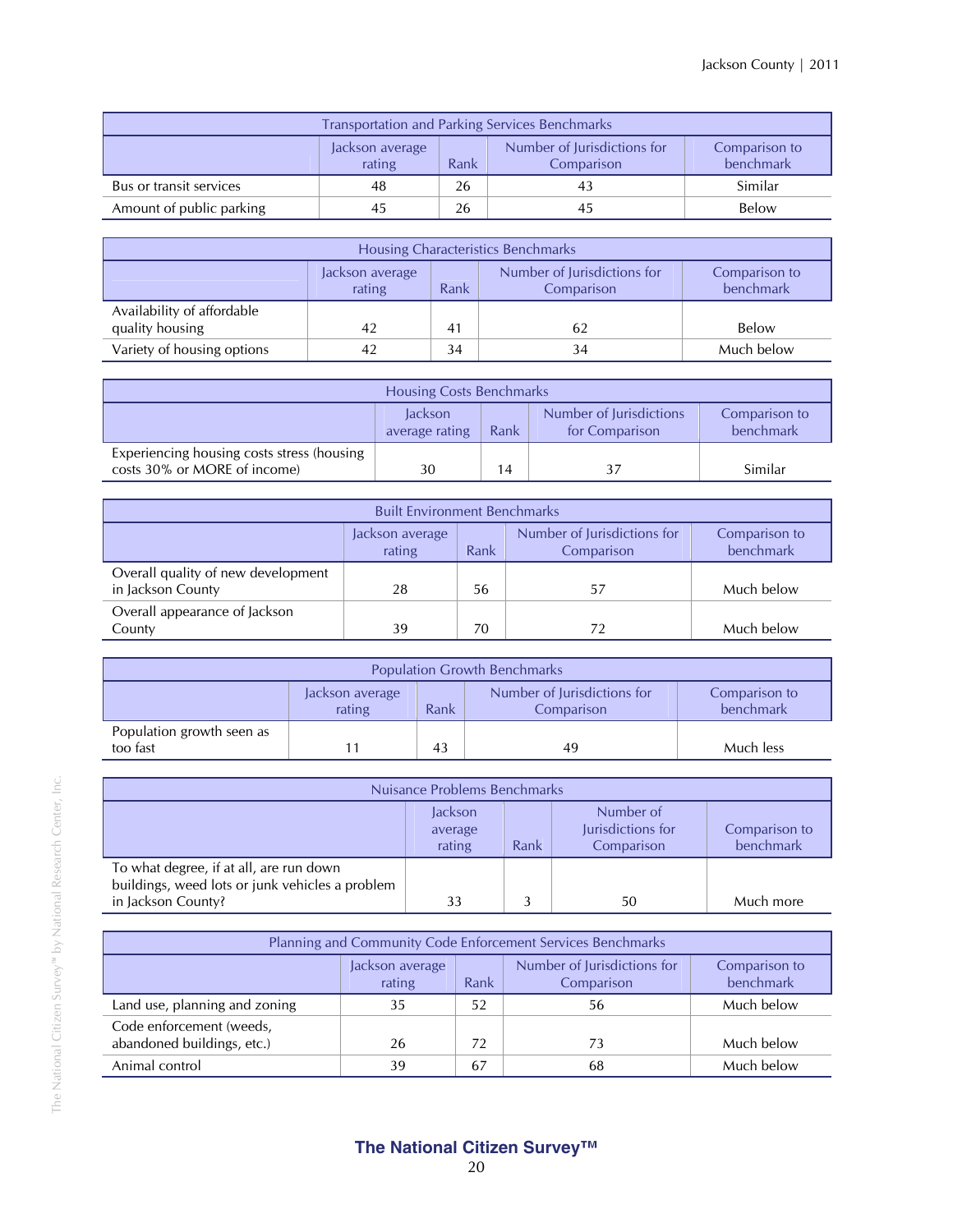| Transportation and Parking Services Benchmarks | | | | |
|---|---|---|---|---|
| | Jackson average rating | Rank | Number of Jurisdictions for Comparison | Comparison to benchmark |
| Bus or transit services | 48 | 26 | 43 | Similar |
| Amount of public parking | 45 | 26 | 45 | Below |

| Housing Characteristics Benchmarks | | | | |
|---|---|---|---|---|
| | Jackson average rating | Rank | Number of Jurisdictions for Comparison | Comparison to benchmark |
| Availability of affordable quality housing | 42 | 41 | 62 | Below |
| Variety of housing options | 42 | 34 | 34 | Much below |

| Housing Costs Benchmarks | | | | |
|---|---|---|---|---|
| | Jackson average rating | Rank | Number of Jurisdictions for Comparison | Comparison to benchmark |
| Experiencing housing costs stress (housing costs 30% or MORE of income) | 30 | 14 | 37 | Similar |

| Built Environment Benchmarks | | | | |
|---|---|---|---|---|
| | Jackson average rating | Rank | Number of Jurisdictions for Comparison | Comparison to benchmark |
| Overall quality of new development in Jackson County | 28 | 56 | 57 | Much below |
| Overall appearance of Jackson County | 39 | 70 | 72 | Much below |

| Population Growth Benchmarks | | | | |
|---|---|---|---|---|
| | Jackson average rating | Rank | Number of Jurisdictions for Comparison | Comparison to benchmark |
| Population growth seen as too fast | 11 | 43 | 49 | Much less |

| Nuisance Problems Benchmarks | | | | |
|---|---|---|---|---|
| | Jackson average rating | Rank | Number of Jurisdictions for Comparison | Comparison to benchmark |
| To what degree, if at all, are run down buildings, weed lots or junk vehicles a problem in Jackson County? | 33 | 3 | 50 | Much more |

| Planning and Community Code Enforcement Services Benchmarks | | | | |
|---|---|---|---|---|
| | Jackson average rating | Rank | Number of Jurisdictions for Comparison | Comparison to benchmark |
| Land use, planning and zoning | 35 | 52 | 56 | Much below |
| Code enforcement (weeds, abandoned buildings, etc.) | 26 | 72 | 73 | Much below |
| Animal control | 39 | 67 | 68 | Much below |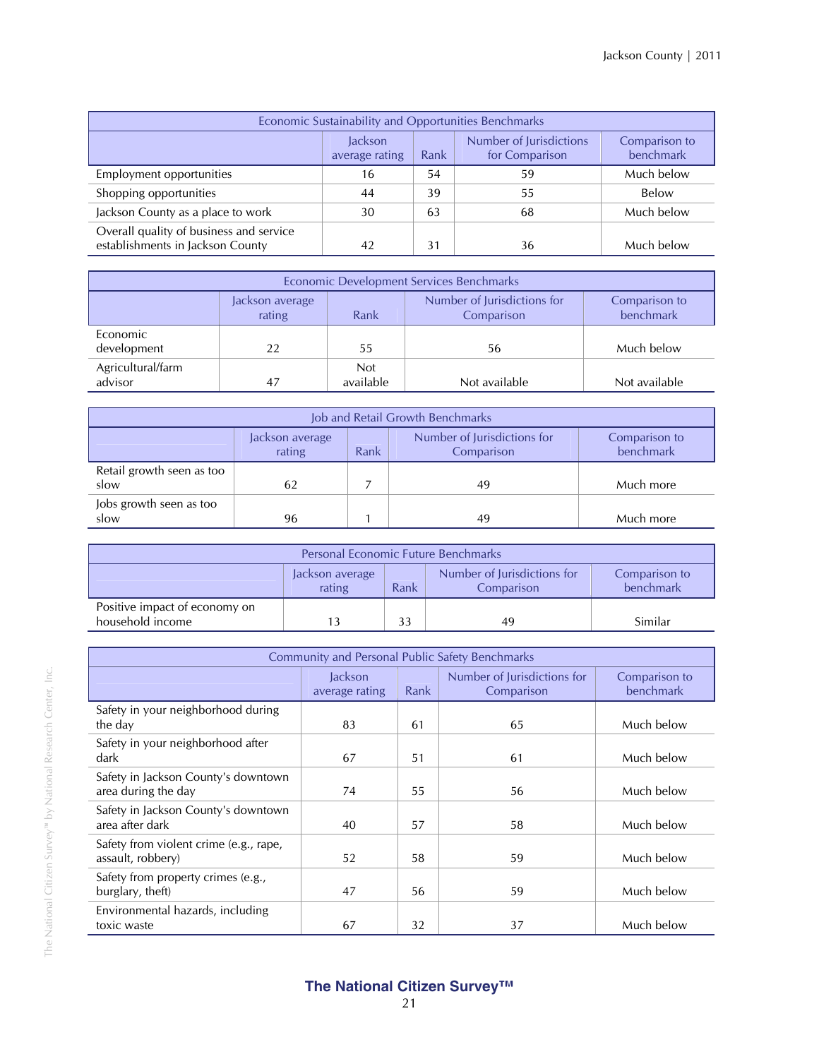| Economic Sustainability and Opportunities Benchmarks | | | | |
|---|---|---|---|---|
| | Jackson average rating | Rank | Number of Jurisdictions for Comparison | Comparison to benchmark |
| Employment opportunities | 16 | 54 | 59 | Much below |
| Shopping opportunities | 44 | 39 | 55 | Below |
| Jackson County as a place to work | 30 | 63 | 68 | Much below |
| Overall quality of business and service establishments in Jackson County | 42 | 31 | 36 | Much below |

| Economic Development Services Benchmarks | | | | |
|---|---|---|---|---|
| | Jackson average rating | Rank | Number of Jurisdictions for Comparison | Comparison to benchmark |
| Economic development | 22 | 55 | 56 | Much below |
| Agricultural/farm advisor | 47 | Not available | Not available | Not available |

| Job and Retail Growth Benchmarks | | | | |
|---|---|---|---|---|
| | Jackson average rating | Rank | Number of Jurisdictions for Comparison | Comparison to benchmark |
| Retail growth seen as too slow | 62 | 7 | 49 | Much more |
| Jobs growth seen as too slow | 96 | 1 | 49 | Much more |

| Personal Economic Future Benchmarks | | | | |
|---|---|---|---|---|
| | Jackson average rating | Rank | Number of Jurisdictions for Comparison | Comparison to benchmark |
| Positive impact of economy on household income | 13 | 33 | 49 | Similar |

| Community and Personal Public Safety Benchmarks | | | | |
|---|---|---|---|---|
| | Jackson average rating | Rank | Number of Jurisdictions for Comparison | Comparison to benchmark |
| Safety in your neighborhood during the day | 83 | 61 | 65 | Much below |
| Safety in your neighborhood after dark | 67 | 51 | 61 | Much below |
| Safety in Jackson County's downtown area during the day | 74 | 55 | 56 | Much below |
| Safety in Jackson County's downtown area after dark | 40 | 57 | 58 | Much below |
| Safety from violent crime (e.g., rape, assault, robbery) | 52 | 58 | 59 | Much below |
| Safety from property crimes (e.g., burglary, theft) | 47 | 56 | 59 | Much below |
| Environmental hazards, including toxic waste | 67 | 32 | 37 | Much below |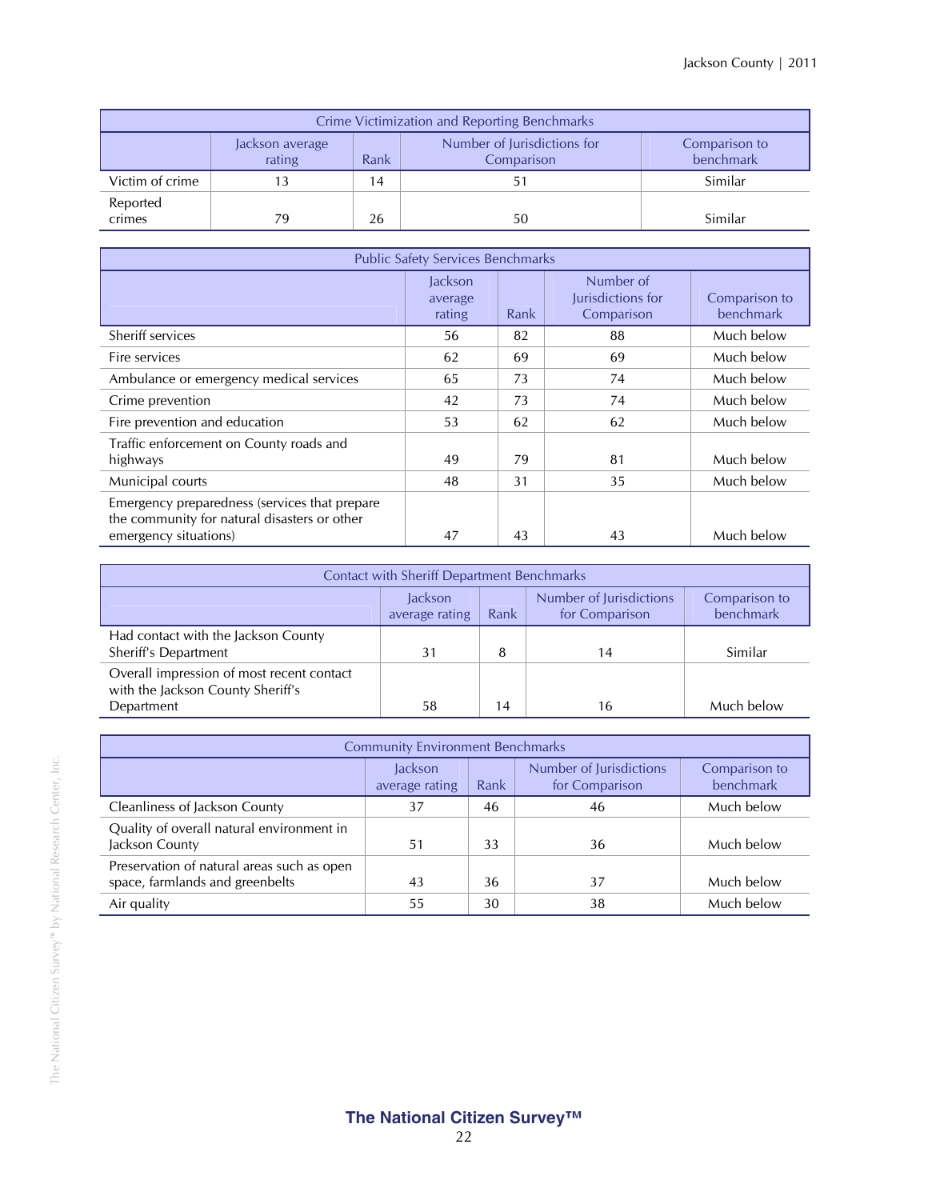| Crime Victimization and Reporting Benchmarks | | | | |
|---|---|---|---|---|
| | Jackson average rating | Rank | Number of Jurisdictions for Comparison | Comparison to benchmark |
| Victim of crime | 13 | 14 | 51 | Similar |
| Reported crimes | 79 | 26 | 50 | Similar |

| Public Safety Services Benchmarks | | | | |
|---|---|---|---|---|
| | Jackson average rating | Rank | Number of Jurisdictions for Comparison | Comparison to benchmark |
| Sheriff services | 56 | 82 | 88 | Much below |
| Fire services | 62 | 69 | 69 | Much below |
| Ambulance or emergency medical services | 65 | 73 | 74 | Much below |
| Crime prevention | 42 | 73 | 74 | Much below |
| Fire prevention and education | 53 | 62 | 62 | Much below |
| Traffic enforcement on County roads and highways | 49 | 79 | 81 | Much below |
| Municipal courts | 48 | 31 | 35 | Much below |
| Emergency preparedness (services that prepare the community for natural disasters or other emergency situations) | 47 | 43 | 43 | Much below |

| Contact with Sheriff Department Benchmarks | | | | |
|---|---|---|---|---|
| | Jackson average rating | Rank | Number of Jurisdictions for Comparison | Comparison to benchmark |
| Had contact with the Jackson County Sheriff's Department | 31 | 8 | 14 | Similar |
| Overall impression of most recent contact with the Jackson County Sheriff's Department | 58 | 14 | 16 | Much below |

| Community Environment Benchmarks | | | | |
|---|---|---|---|---|
| | Jackson average rating | Rank | Number of Jurisdictions for Comparison | Comparison to benchmark |
| Cleanliness of Jackson County | 37 | 46 | 46 | Much below |
| Quality of overall natural environment in Jackson County | 51 | 33 | 36 | Much below |
| Preservation of natural areas such as open space, farmlands and greenbelts | 43 | 36 | 37 | Much below |
| Air quality | 55 | 30 | 38 | Much below |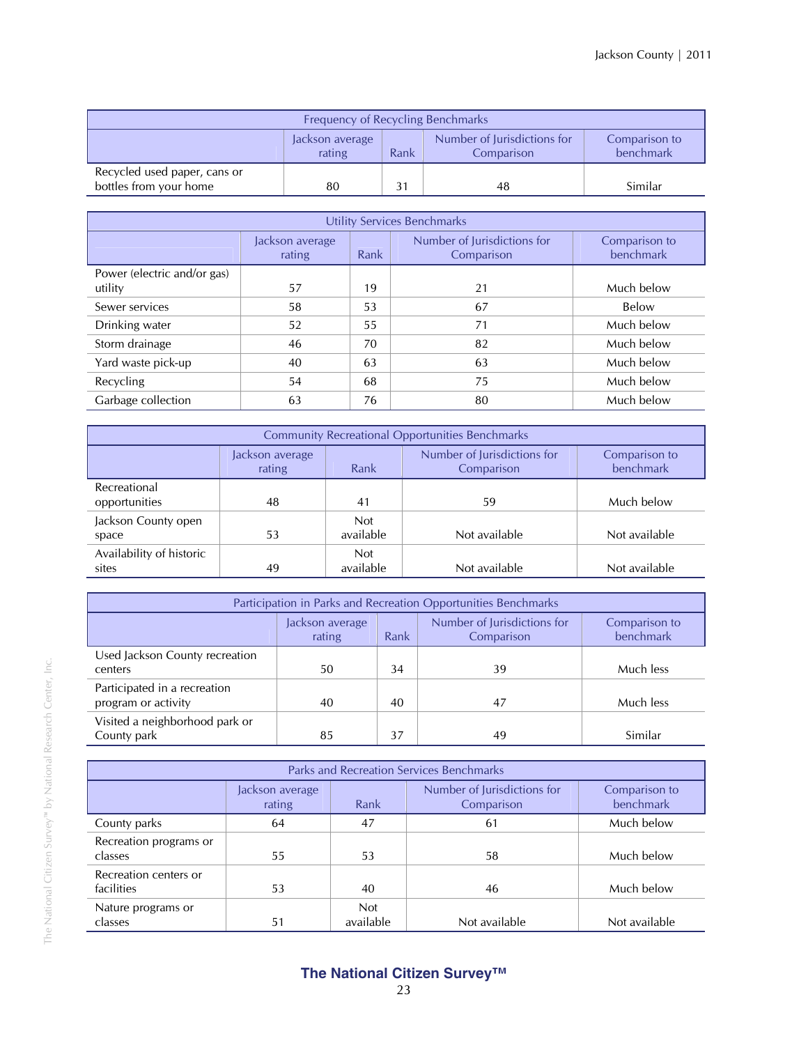| Frequency of Recycling Benchmarks | | | | |
|---|---|---|---|---|
| | Jackson average rating | Rank | Number of Jurisdictions for Comparison | Comparison to benchmark |
| Recycled used paper, cans or bottles from your home | 80 | 31 | 48 | Similar |

| Utility Services Benchmarks | | | | |
|---|---|---|---|---|
| | Jackson average rating | Rank | Number of Jurisdictions for Comparison | Comparison to benchmark |
| Power (electric and/or gas) utility | 57 | 19 | 21 | Much below |
| Sewer services | 58 | 53 | 67 | Below |
| Drinking water | 52 | 55 | 71 | Much below |
| Storm drainage | 46 | 70 | 82 | Much below |
| Yard waste pick-up | 40 | 63 | 63 | Much below |
| Recycling | 54 | 68 | 75 | Much below |
| Garbage collection | 63 | 76 | 80 | Much below |

| Community Recreational Opportunities Benchmarks | | | | |
|---|---|---|---|---|
| | Jackson average rating | Rank | Number of Jurisdictions for Comparison | Comparison to benchmark |
| Recreational opportunities | 48 | 41 | 59 | Much below |
| Jackson County open space | 53 | Not available | Not available | Not available |
| Availability of historic sites | 49 | Not available | Not available | Not available |

| Participation in Parks and Recreation Opportunities Benchmarks | | | | |
|---|---|---|---|---|
| | Jackson average rating | Rank | Number of Jurisdictions for Comparison | Comparison to benchmark |
| Used Jackson County recreation centers | 50 | 34 | 39 | Much less |
| Participated in a recreation program or activity | 40 | 40 | 47 | Much less |
| Visited a neighborhood park or County park | 85 | 37 | 49 | Similar |

| Parks and Recreation Services Benchmarks | | | | |
|---|---|---|---|---|
| | Jackson average rating | Rank | Number of Jurisdictions for Comparison | Comparison to benchmark |
| County parks | 64 | 47 | 61 | Much below |
| Recreation programs or classes | 55 | 53 | 58 | Much below |
| Recreation centers or facilities | 53 | 40 | 46 | Much below |
| Nature programs or classes | 51 | Not available | Not available | Not available |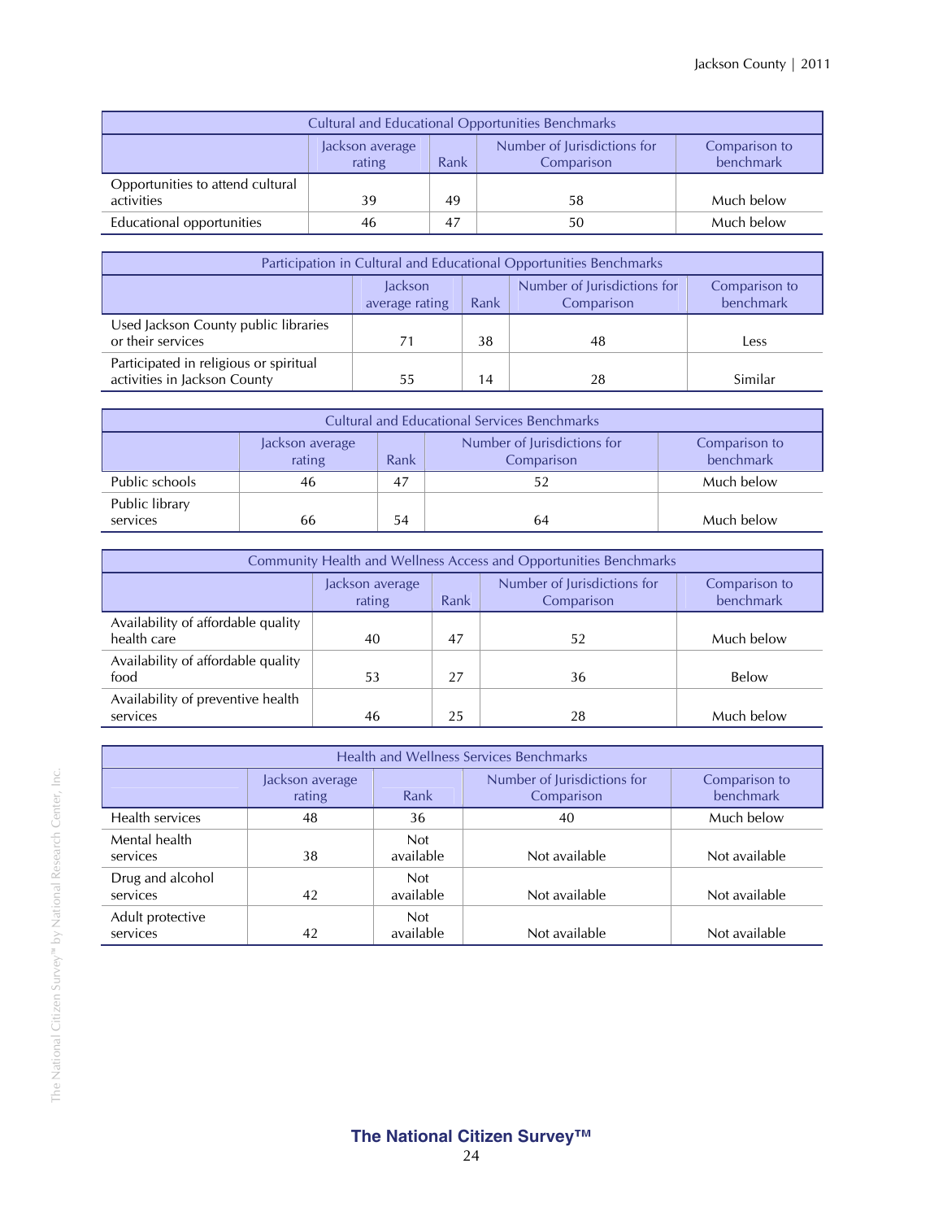| Cultural and Educational Opportunities Benchmarks | | | | |
|---|---|---|---|---|
| | Jackson average rating | Rank | Number of Jurisdictions for Comparison | Comparison to benchmark |
| Opportunities to attend cultural activities | 39 | 49 | 58 | Much below |
| Educational opportunities | 46 | 47 | 50 | Much below |

| Participation in Cultural and Educational Opportunities Benchmarks | | | | |
|---|---|---|---|---|
| | Jackson average rating | Rank | Number of Jurisdictions for Comparison | Comparison to benchmark |
| Used Jackson County public libraries or their services | 71 | 38 | 48 | Less |
| Participated in religious or spiritual activities in Jackson County | 55 | 14 | 28 | Similar |

| Cultural and Educational Services Benchmarks | | | | |
|---|---|---|---|---|
| | Jackson average rating | Rank | Number of Jurisdictions for Comparison | Comparison to benchmark |
| Public schools | 46 | 47 | 52 | Much below |
| Public library services | 66 | 54 | 64 | Much below |

| Community Health and Wellness Access and Opportunities Benchmarks | | | | |
|---|---|---|---|---|
| | Jackson average rating | Rank | Number of Jurisdictions for Comparison | Comparison to benchmark |
| Availability of affordable quality health care | 40 | 47 | 52 | Much below |
| Availability of affordable quality food | 53 | 27 | 36 | Below |
| Availability of preventive health services | 46 | 25 | 28 | Much below |

| Health and Wellness Services Benchmarks | | | | |
|---|---|---|---|---|
| | Jackson average rating | Rank | Number of Jurisdictions for Comparison | Comparison to benchmark |
| Health services | 48 | 36 | 40 | Much below |
| Mental health services | 38 | Not available | Not available | Not available |
| Drug and alcohol services | 42 | Not available | Not available | Not available |
| Adult protective services | 42 | Not available | Not available | Not available |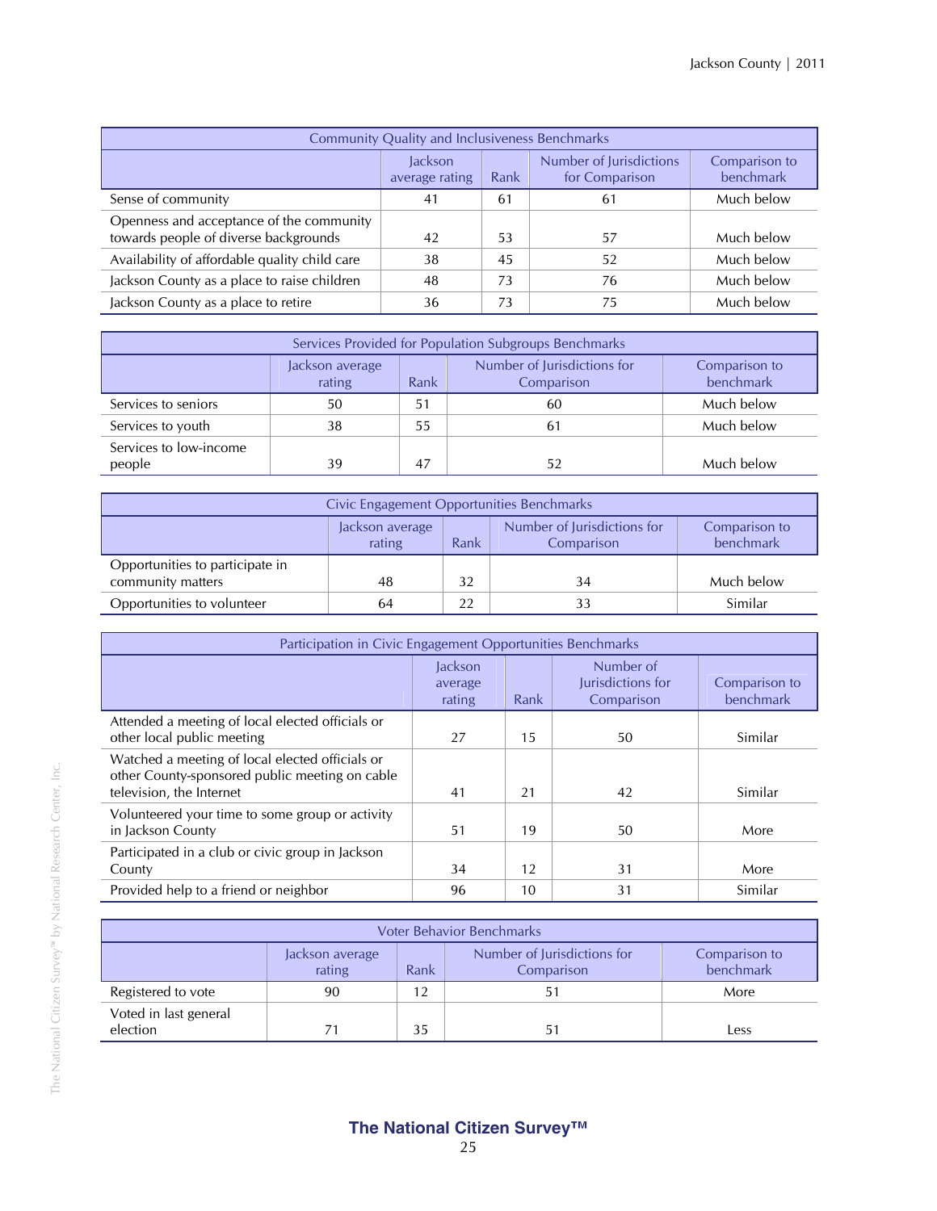| Community Quality and Inclusiveness Benchmarks | | | | |
|---|---|---|---|---|
| | Jackson average rating | Rank | Number of Jurisdictions for Comparison | Comparison to benchmark |
| Sense of community | 41 | 61 | 61 | Much below |
| Openness and acceptance of the community towards people of diverse backgrounds | 42 | 53 | 57 | Much below |
| Availability of affordable quality child care | 38 | 45 | 52 | Much below |
| Jackson County as a place to raise children | 48 | 73 | 76 | Much below |
| Jackson County as a place to retire | 36 | 73 | 75 | Much below |

| Services Provided for Population Subgroups Benchmarks | | | | |
|---|---|---|---|---|
| | Jackson average rating | Rank | Number of Jurisdictions for Comparison | Comparison to benchmark |
| Services to seniors | 50 | 51 | 60 | Much below |
| Services to youth | 38 | 55 | 61 | Much below |
| Services to low-income people | 39 | 47 | 52 | Much below |

| Civic Engagement Opportunities Benchmarks | | | | |
|---|---|---|---|---|
| | Jackson average rating | Rank | Number of Jurisdictions for Comparison | Comparison to benchmark |
| Opportunities to participate in community matters | 48 | 32 | 34 | Much below |
| Opportunities to volunteer | 64 | 22 | 33 | Similar |

| Participation in Civic Engagement Opportunities Benchmarks | | | | |
|---|---|---|---|---|
| | Jackson average rating | Rank | Number of Jurisdictions for Comparison | Comparison to benchmark |
| Attended a meeting of local elected officials or other local public meeting | 27 | 15 | 50 | Similar |
| Watched a meeting of local elected officials or other County-sponsored public meeting on cable television, the Internet | 41 | 21 | 42 | Similar |
| Volunteered your time to some group or activity in Jackson County | 51 | 19 | 50 | More |
| Participated in a club or civic group in Jackson County | 34 | 12 | 31 | More |
| Provided help to a friend or neighbor | 96 | 10 | 31 | Similar |

| Voter Behavior Benchmarks | | | | |
|---|---|---|---|---|
| | Jackson average rating | Rank | Number of Jurisdictions for Comparison | Comparison to benchmark |
| Registered to vote | 90 | 12 | 51 | More |
| Voted in last general election | 71 | 35 | 51 | Less |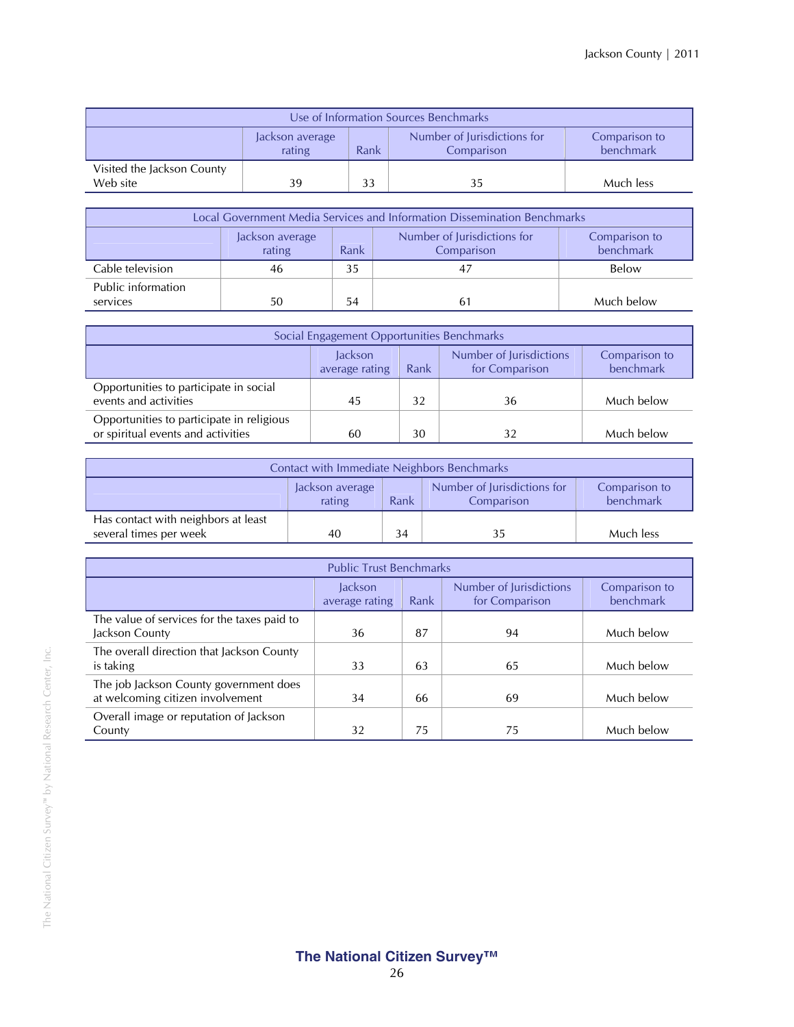| Use of Information Sources Benchmarks | | | | |
|---|---|---|---|---|
| | Jackson average rating | Rank | Number of Jurisdictions for Comparison | Comparison to benchmark |
| Visited the Jackson County Web site | 39 | 33 | 35 | Much less |

| Local Government Media Services and Information Dissemination Benchmarks | | | | |
|---|---|---|---|---|
| | Jackson average rating | Rank | Number of Jurisdictions for Comparison | Comparison to benchmark |
| Cable television | 46 | 35 | 47 | Below |
| Public information services | 50 | 54 | 61 | Much below |

| Social Engagement Opportunities Benchmarks | | | | |
|---|---|---|---|---|
| | Jackson average rating | Rank | Number of Jurisdictions for Comparison | Comparison to benchmark |
| Opportunities to participate in social events and activities | 45 | 32 | 36 | Much below |
| Opportunities to participate in religious or spiritual events and activities | 60 | 30 | 32 | Much below |

| Contact with Immediate Neighbors Benchmarks | | | | |
|---|---|---|---|---|
| | Jackson average rating | Rank | Number of Jurisdictions for Comparison | Comparison to benchmark |
| Has contact with neighbors at least several times per week | 40 | 34 | 35 | Much less |

| Public Trust Benchmarks | | | | |
|---|---|---|---|---|
| | Jackson average rating | Rank | Number of Jurisdictions for Comparison | Comparison to benchmark |
| The value of services for the taxes paid to Jackson County | 36 | 87 | 94 | Much below |
| The overall direction that Jackson County is taking | 33 | 63 | 65 | Much below |
| The job Jackson County government does at welcoming citizen involvement | 34 | 66 | 69 | Much below |
| Overall image or reputation of Jackson County | 32 | 75 | 75 | Much below |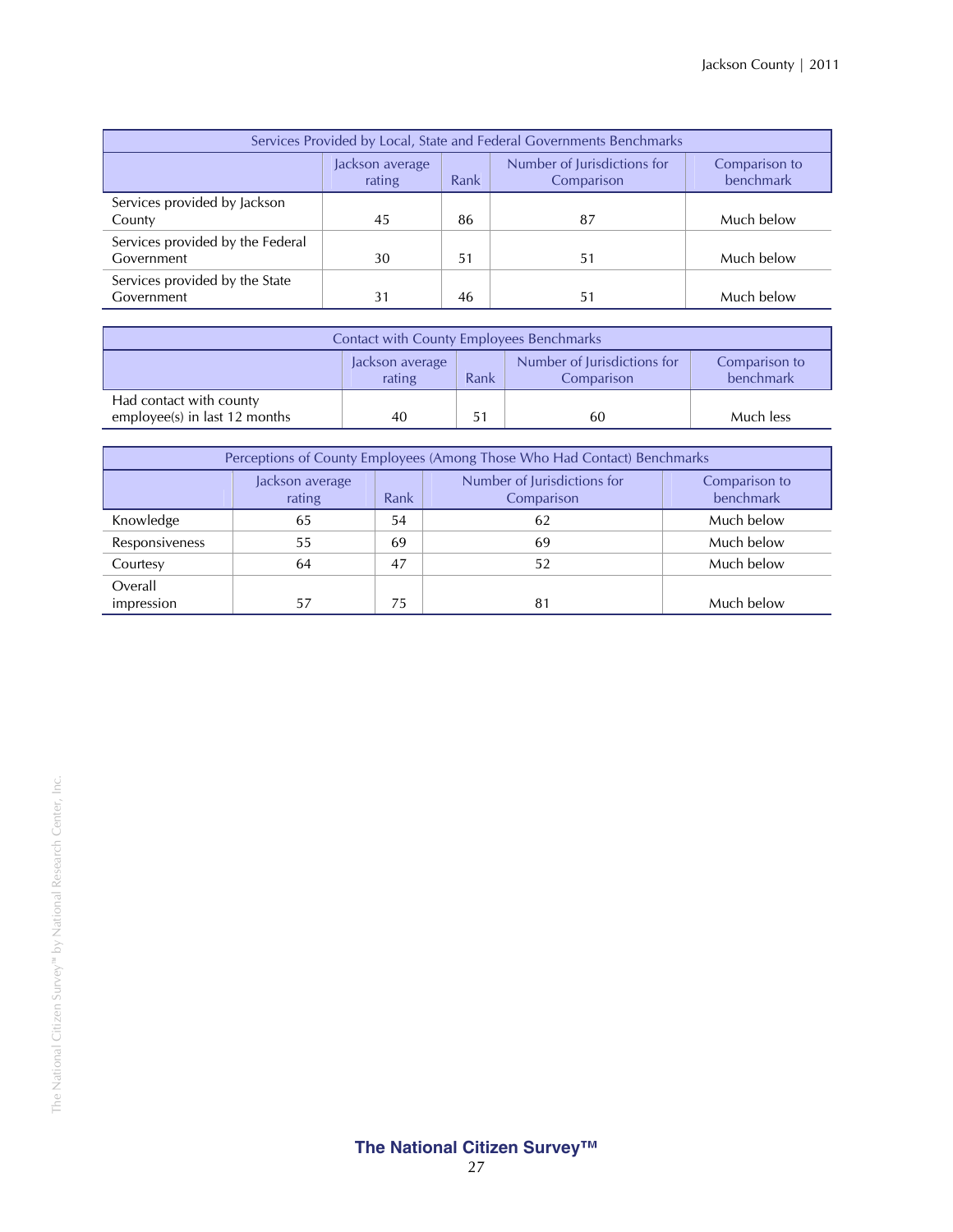| Services Provided by Local, State and Federal Governments Benchmarks | | | | |
|---|---|---|---|---|
| | Jackson average rating | Rank | Number of Jurisdictions for Comparison | Comparison to benchmark |
| Services provided by Jackson County | 45 | 86 | 87 | Much below |
| Services provided by the Federal Government | 30 | 51 | 51 | Much below |
| Services provided by the State Government | 31 | 46 | 51 | Much below |

| Contact with County Employees Benchmarks | | | | |
|---|---|---|---|---|
| | Jackson average rating | Rank | Number of Jurisdictions for Comparison | Comparison to benchmark |
| Had contact with county employee(s) in last 12 months | 40 | 51 | 60 | Much less |

| Perceptions of County Employees (Among Those Who Had Contact) Benchmarks | | | | |
|---|---|---|---|---|
| | Jackson average rating | Rank | Number of Jurisdictions for Comparison | Comparison to benchmark |
| Knowledge | 65 | 54 | 62 | Much below |
| Responsiveness | 55 | 69 | 69 | Much below |
| Courtesy | 64 | 47 | 52 | Much below |
| Overall impression | 57 | 75 | 81 | Much below |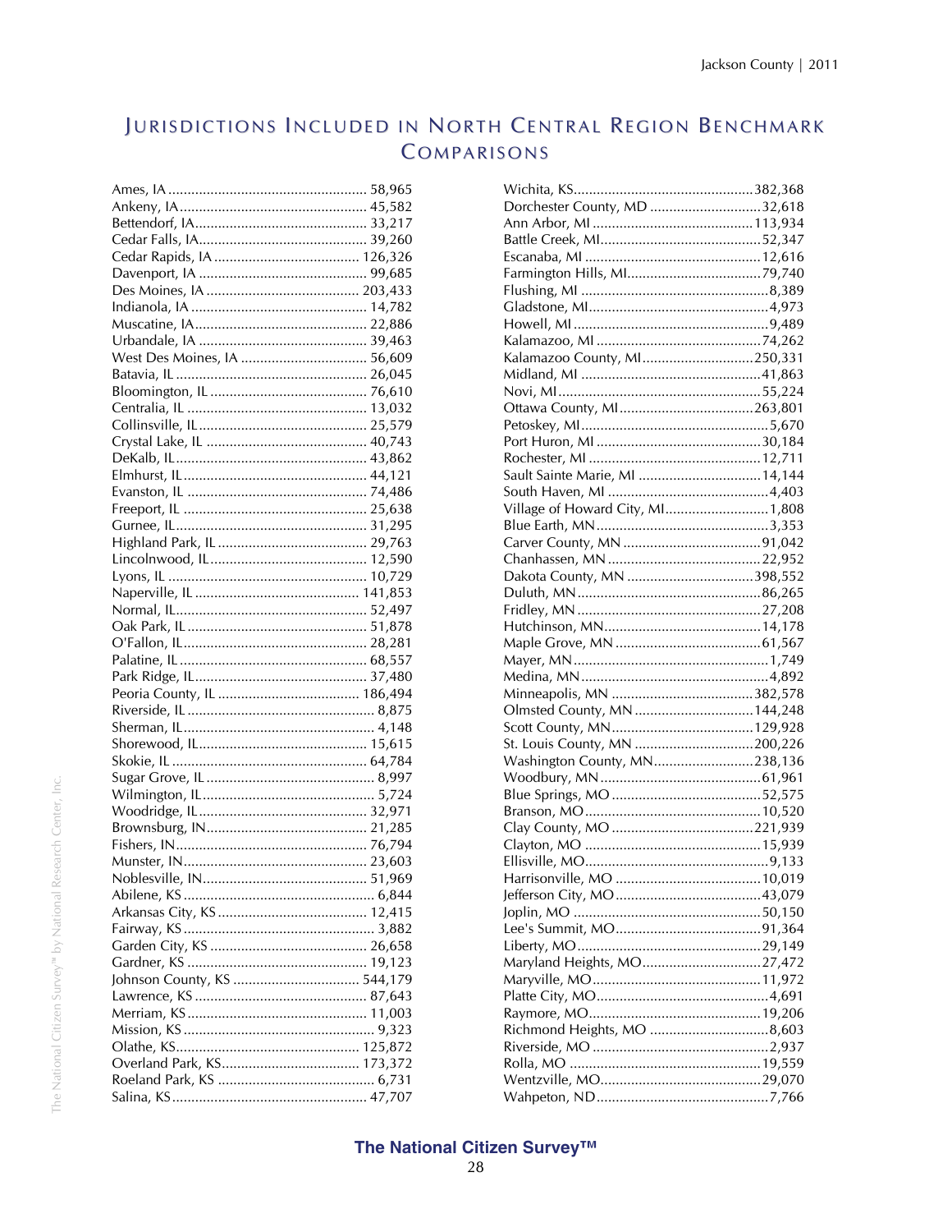# Jurisdictions Included in North Central Region Benchmark Comparisons

| | |
|---|---|
| Ames, IA | 58,965 |
| Ankeny, IA | 45,582 |
| Bettendorf, IA | 33,217 |
| Cedar Falls, IA | 39,260 |
| Cedar Rapids, IA | 126,326 |
| Davenport, IA | 99,685 |
| Des Moines, IA | 203,433 |
| Indianola, IA | 14,782 |
| Muscatine, IA | 22,886 |
| Urbandale, IA | 39,463 |
| West Des Moines, IA | 56,609 |
| Batavia, IL | 26,045 |
| Bloomington, IL | 76,610 |
| Centralia, IL | 13,032 |
| Collinsville, IL | 25,579 |
| Crystal Lake, IL | 40,743 |
| DeKalb, IL | 43,862 |
| Elmhurst, IL | 44,121 |
| Evanston, IL | 74,486 |
| Freeport, IL | 25,638 |
| Gurnee, IL | 31,295 |
| Highland Park, IL | 29,763 |
| Lincolnwood, IL | 12,590 |
| Lyons, IL | 10,729 |
| Naperville, IL | 141,853 |
| Normal, IL | 52,497 |
| Oak Park, IL | 51,878 |
| O'Fallon, IL | 28,281 |
| Palatine, IL | 68,557 |
| Park Ridge, IL | 37,480 |
| Peoria County, IL | 186,494 |
| Riverside, IL | 8,875 |
| Sherman, IL | 4,148 |
| Shorewood, IL | 15,615 |
| Skokie, IL | 64,784 |
| Sugar Grove, IL | 8,997 |
| Wilmington, IL | 5,724 |
| Woodridge, IL | 32,971 |
| Brownsburg, IN | 21,285 |
| Fishers, IN | 76,794 |
| Munster, IN | 23,603 |
| Noblesville, IN | 51,969 |
| Abilene, KS | 6,844 |
| Arkansas City, KS | 12,415 |
| Fairway, KS | 3,882 |
| Garden City, KS | 26,658 |
| Gardner, KS | 19,123 |
| Johnson County, KS | 544,179 |
| Lawrence, KS | 87,643 |
| Merriam, KS | 11,003 |
| Mission, KS | 9,323 |
| Olathe, KS | 125,872 |
| Overland Park, KS | 173,372 |
| Roeland Park, KS | 6,731 |
| Salina, KS | 47,707 |
| Wichita, KS | 382,368 |
| Dorchester County, MD | 32,618 |
| Ann Arbor, MI | 113,934 |
| Battle Creek, MI | 52,347 |
| Escanaba, MI | 12,616 |
| Farmington Hills, MI | 79,740 |
| Flushing, MI | 8,389 |
| Gladstone, MI | 4,973 |
| Howell, MI | 9,489 |
| Kalamazoo, MI | 74,262 |
| Kalamazoo County, MI | 250,331 |
| Midland, MI | 41,863 |
| Novi, MI | 55,224 |
| Ottawa County, MI | 263,801 |
| Petoskey, MI | 5,670 |
| Port Huron, MI | 30,184 |
| Rochester, MI | 12,711 |
| Sault Sainte Marie, MI | 14,144 |
| South Haven, MI | 4,403 |
| Village of Howard City, MI | 1,808 |
| Blue Earth, MN | 3,353 |
| Carver County, MN | 91,042 |
| Chanhassen, MN | 22,952 |
| Dakota County, MN | 398,552 |
| Duluth, MN | 86,265 |
| Fridley, MN | 27,208 |
| Hutchinson, MN | 14,178 |
| Maple Grove, MN | 61,567 |
| Mayer, MN | 1,749 |
| Medina, MN | 4,892 |
| Minneapolis, MN | 382,578 |
| Olmsted County, MN | 144,248 |
| Scott County, MN | 129,928 |
| St. Louis County, MN | 200,226 |
| Washington County, MN | 238,136 |
| Woodbury, MN | 61,961 |
| Blue Springs, MO | 52,575 |
| Branson, MO | 10,520 |
| Clay County, MO | 221,939 |
| Clayton, MO | 15,939 |
| Ellisville, MO | 9,133 |
| Harrisonville, MO | 10,019 |
| Jefferson City, MO | 43,079 |
| Joplin, MO | 50,150 |
| Lee's Summit, MO | 91,364 |
| Liberty, MO | 29,149 |
| Maryland Heights, MO | 27,472 |
| Maryville, MO | 11,972 |
| Platte City, MO | 4,691 |
| Raymore, MO | 19,206 |
| Richmond Heights, MO | 8,603 |
| Riverside, MO | 2,937 |
| Rolla, MO | 19,559 |
| Wentzville, MO | 29,070 |
| Wahpeton, ND | 7,766 |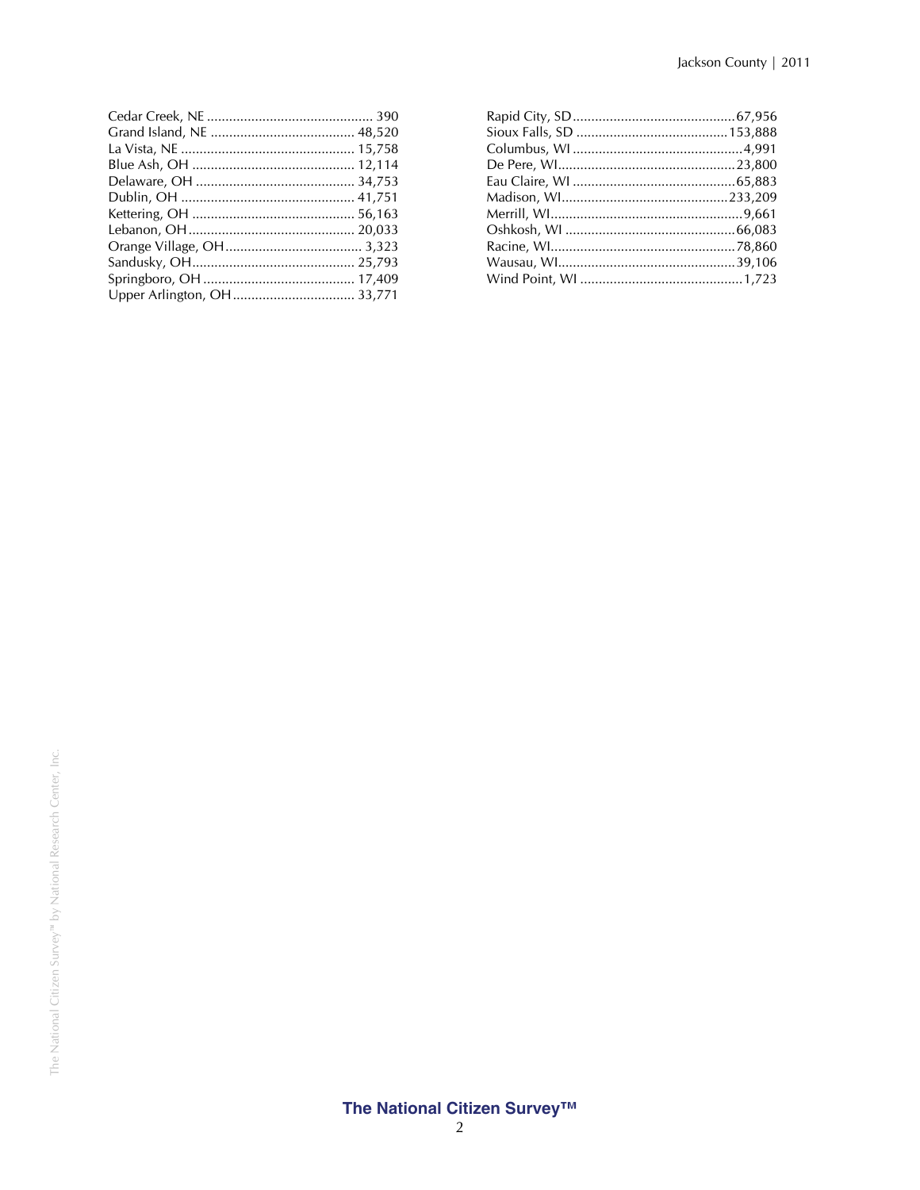Cedar Creek, NE ............................................. 390
Grand Island, NE ....................................... 48,520
La Vista, NE ............................................... 15,758
Blue Ash, OH ............................................ 12,114
Delaware, OH ........................................... 34,753
Dublin, OH ............................................... 41,751
Kettering, OH ............................................ 56,163
Lebanon, OH ............................................. 20,033
Orange Village, OH ..................................... 3,323
Sandusky, OH ............................................ 25,793
Springboro, OH ......................................... 17,409
Upper Arlington, OH ................................. 33,771
Rapid City, SD ............................................ 67,956
Sioux Falls, SD ......................................... 153,888
Columbus, WI ............................................... 4,991
De Pere, WI ................................................ 23,800
Eau Claire, WI ............................................ 65,883
Madison, WI .............................................. 233,209
Merrill, WI ..................................................... 9,661
Oshkosh, WI .............................................. 66,083
Racine, WI .................................................. 78,860
Wausau, WI ................................................ 39,106
Wind Point, WI ............................................. 1,723